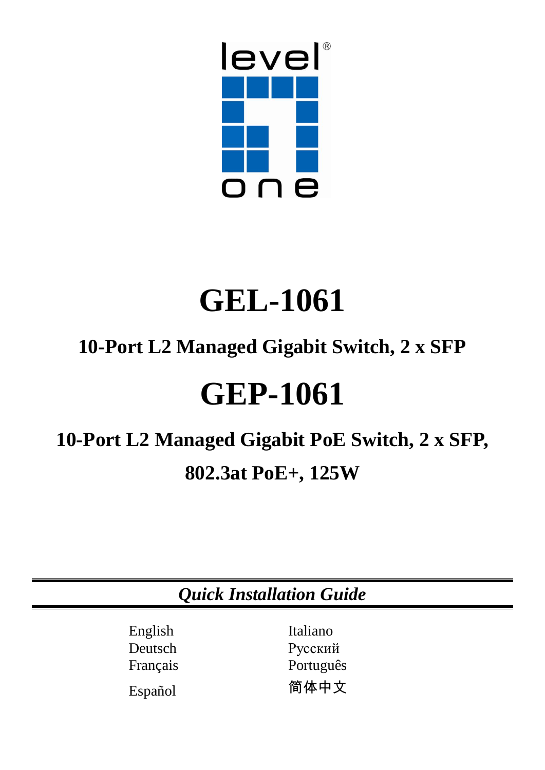level one

# GEL-1061

## 10-Port L2 Managed Gigabit Switch, 2 x SFP

# GEP-1061

## 10-Port L2 Managed Gigabit PoE Switch, 2 x SFP, 802.3at PoE+, 125W

***Quick Installation Guide***

English
Deutsch
Français
Español
Italiano
Русский
Português
简体中文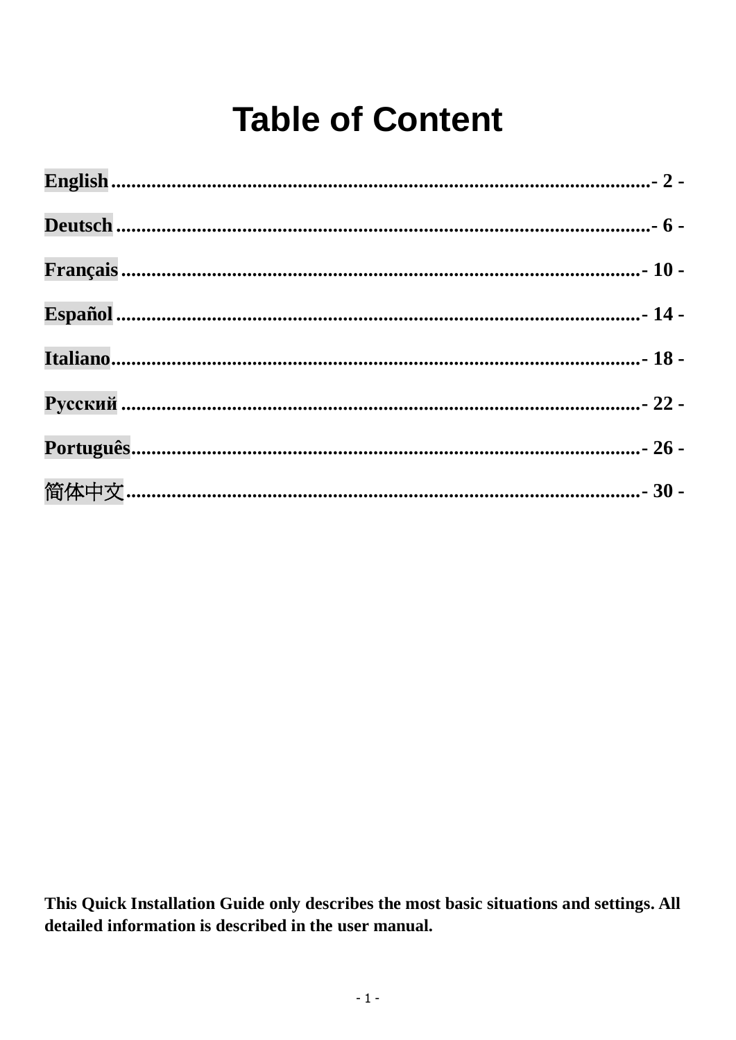# Table of Content

**English** ........................................................................................................ **- 2 -**

**Deutsch** ........................................................................................................ **- 6 -**

**Français** ...................................................................................................... **- 10 -**

**Español** ...................................................................................................... **- 14 -**

**Italiano** ....................................................................................................... **- 18 -**

**Русский** ...................................................................................................... **- 22 -**

**Português** ................................................................................................... **- 26 -**

**简体中文** ..................................................................................................... **- 30 -**

**This Quick Installation Guide only describes the most basic situations and settings. All detailed information is described in the user manual.**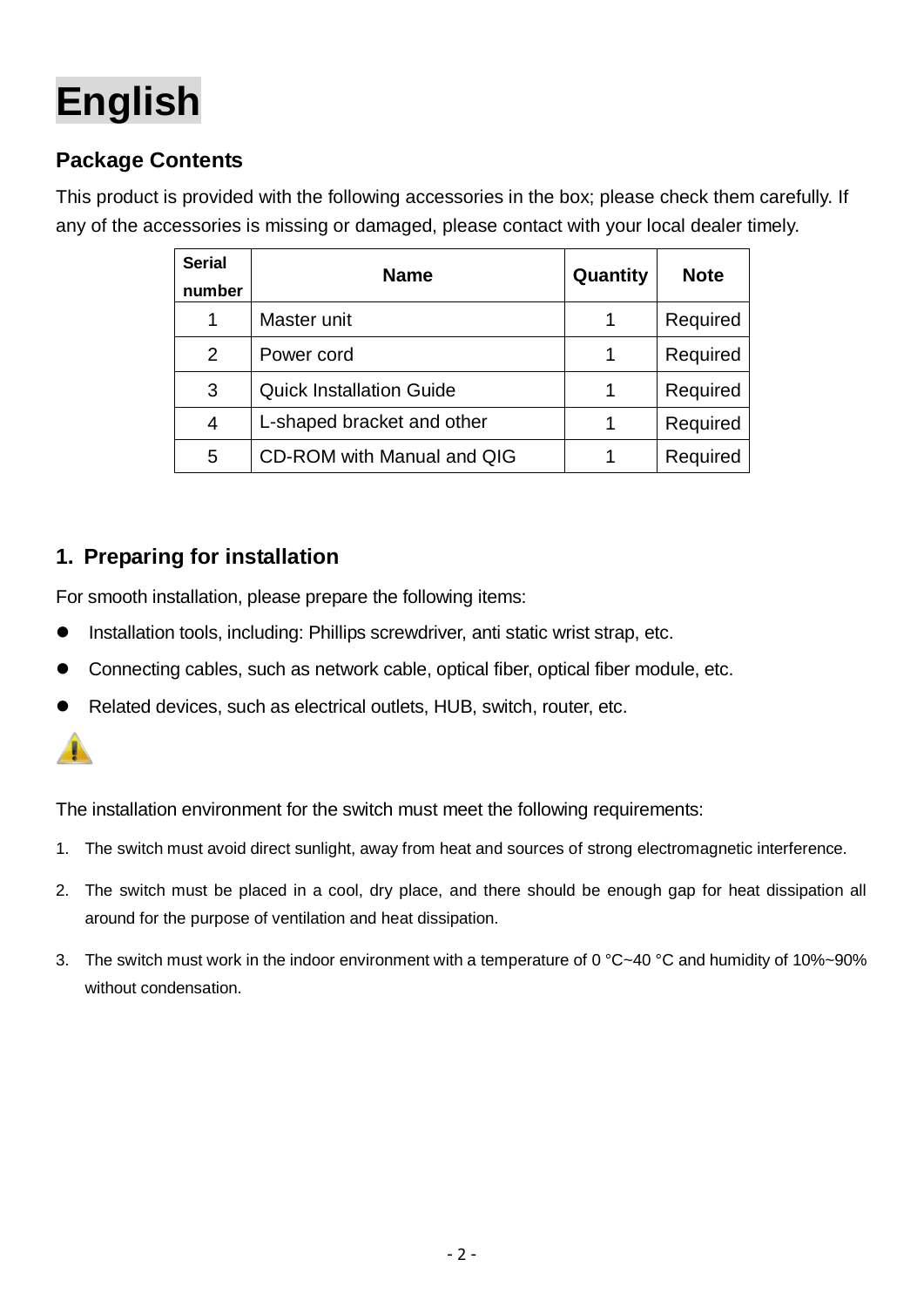# English

## Package Contents

This product is provided with the following accessories in the box; please check them carefully. If any of the accessories is missing or damaged, please contact with your local dealer timely.

| Serial number | Name | Quantity | Note |
|---|---|---|---|
| 1 | Master unit | 1 | Required |
| 2 | Power cord | 1 | Required |
| 3 | Quick Installation Guide | 1 | Required |
| 4 | L-shaped bracket and other | 1 | Required |
| 5 | CD-ROM with Manual and QIG | 1 | Required |

## 1. Preparing for installation

For smooth installation, please prepare the following items:

- Installation tools, including: Phillips screwdriver, anti static wrist strap, etc.
- Connecting cables, such as network cable, optical fiber, optical fiber module, etc.
- Related devices, such as electrical outlets, HUB, switch, router, etc.

The installation environment for the switch must meet the following requirements:

1. The switch must avoid direct sunlight, away from heat and sources of strong electromagnetic interference.
2. The switch must be placed in a cool, dry place, and there should be enough gap for heat dissipation all around for the purpose of ventilation and heat dissipation.
3. The switch must work in the indoor environment with a temperature of 0 °C~40 °C and humidity of 10%~90% without condensation.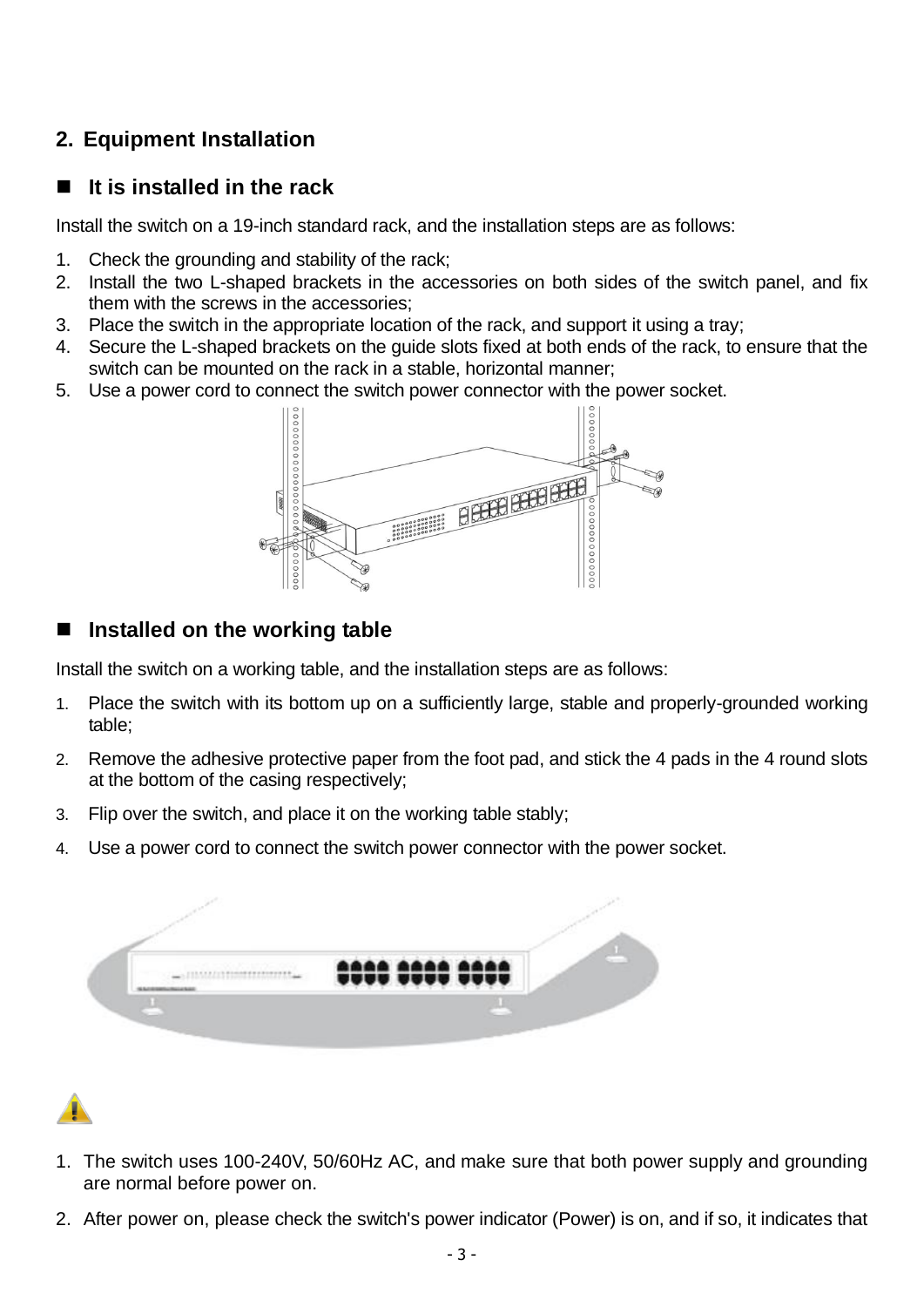## 2. Equipment Installation

### ■ It is installed in the rack

Install the switch on a 19-inch standard rack, and the installation steps are as follows:

1. Check the grounding and stability of the rack;
2. Install the two L-shaped brackets in the accessories on both sides of the switch panel, and fix them with the screws in the accessories;
3. Place the switch in the appropriate location of the rack, and support it using a tray;
4. Secure the L-shaped brackets on the guide slots fixed at both ends of the rack, to ensure that the switch can be mounted on the rack in a stable, horizontal manner;
5. Use a power cord to connect the switch power connector with the power socket.

### ■ Installed on the working table

Install the switch on a working table, and the installation steps are as follows:

1. Place the switch with its bottom up on a sufficiently large, stable and properly-grounded working table;
2. Remove the adhesive protective paper from the foot pad, and stick the 4 pads in the 4 round slots at the bottom of the casing respectively;
3. Flip over the switch, and place it on the working table stably;
4. Use a power cord to connect the switch power connector with the power socket.

1. The switch uses 100-240V, 50/60Hz AC, and make sure that both power supply and grounding are normal before power on.
2. After power on, please check the switch's power indicator (Power) is on, and if so, it indicates that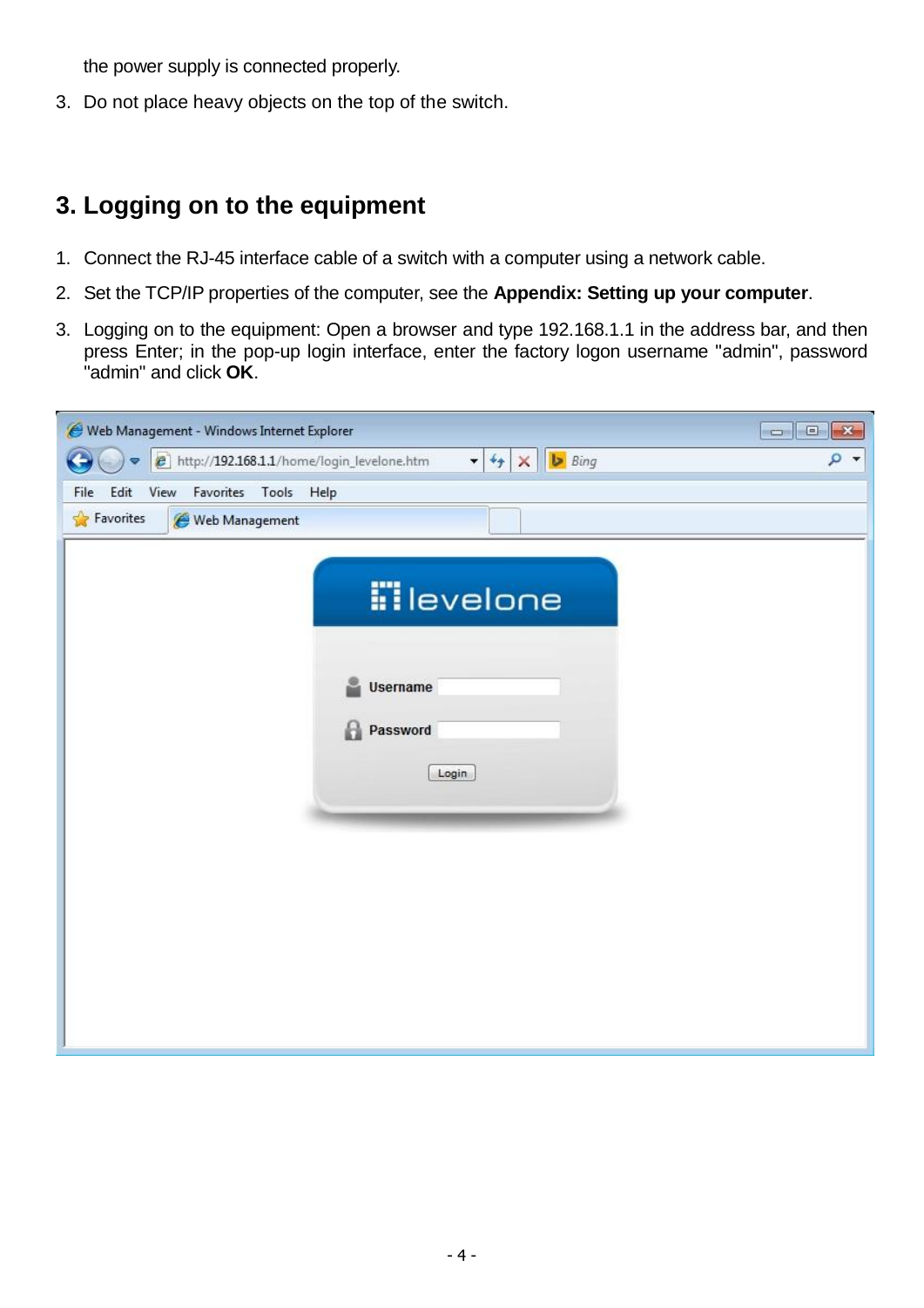the power supply is connected properly.

3. Do not place heavy objects on the top of the switch.

## 3. Logging on to the equipment

1. Connect the RJ-45 interface cable of a switch with a computer using a network cable.
2. Set the TCP/IP properties of the computer, see the **Appendix: Setting up your computer**.
3. Logging on to the equipment: Open a browser and type 192.168.1.1 in the address bar, and then press Enter; in the pop-up login interface, enter the factory logon username "admin", password "admin" and click **OK**.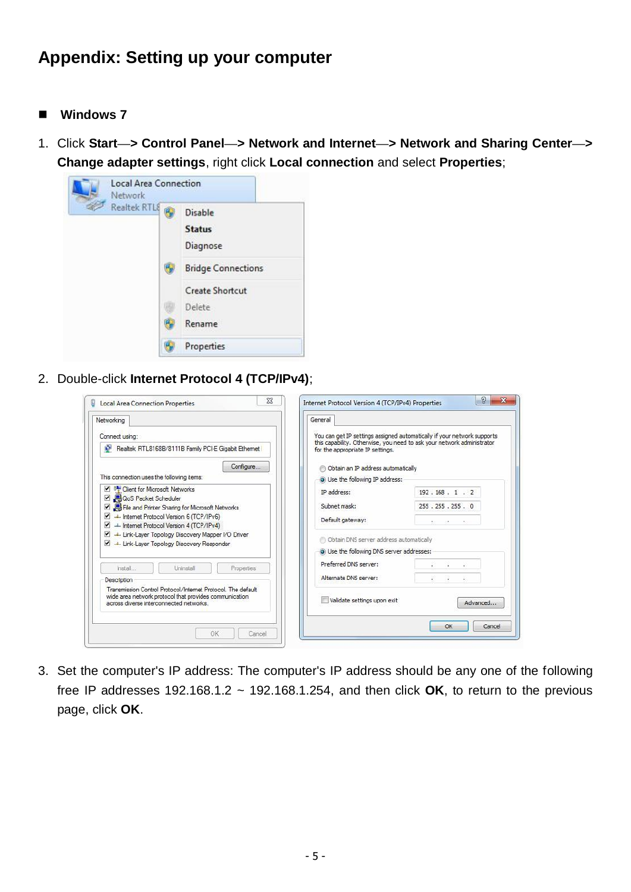# Appendix: Setting up your computer

- **Windows 7**

1. Click **Start**—**> Control Panel**—**> Network and Internet**—**> Network and Sharing Center**—**> Change adapter settings**, right click **Local connection** and select **Properties**;

2. Double-click **Internet Protocol 4 (TCP/IPv4)**;

3. Set the computer's IP address: The computer's IP address should be any one of the following free IP addresses 192.168.1.2 ~ 192.168.1.254, and then click **OK**, to return to the previous page, click **OK**.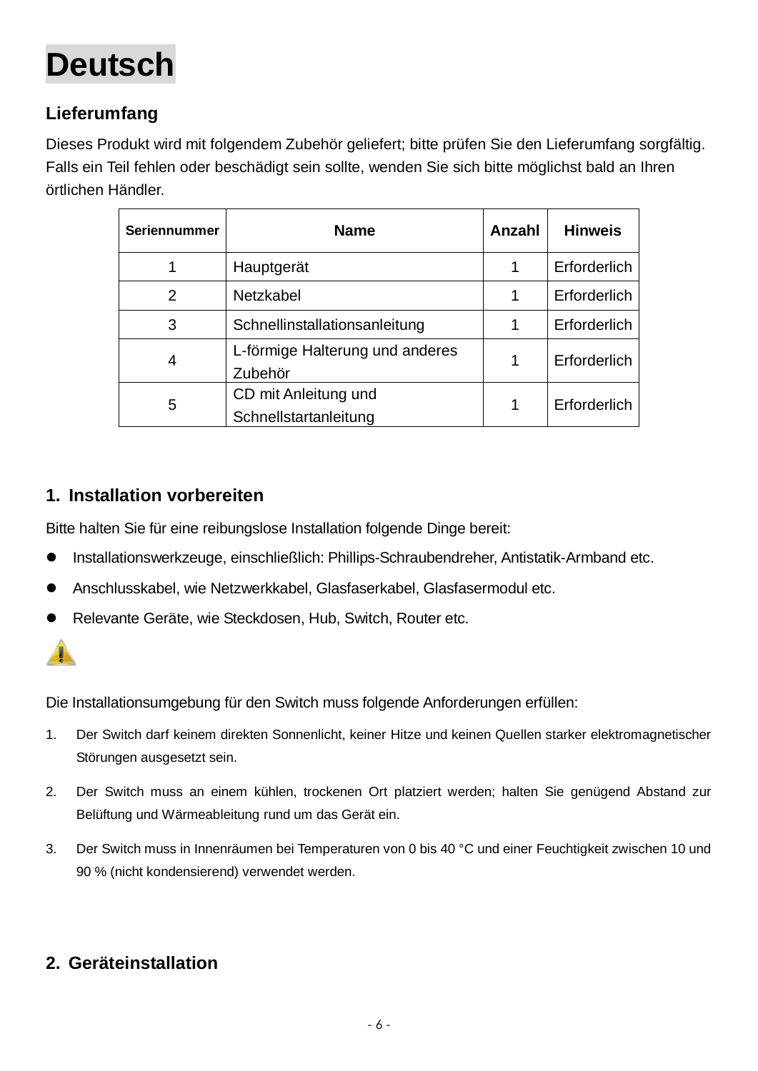# Deutsch

## Lieferumfang

Dieses Produkt wird mit folgendem Zubehör geliefert; bitte prüfen Sie den Lieferumfang sorgfältig. Falls ein Teil fehlen oder beschädigt sein sollte, wenden Sie sich bitte möglichst bald an Ihren örtlichen Händler.

| Seriennummer | Name | Anzahl | Hinweis |
|---|---|---|---|
| 1 | Hauptgerät | 1 | Erforderlich |
| 2 | Netzkabel | 1 | Erforderlich |
| 3 | Schnellinstallationsanleitung | 1 | Erforderlich |
| 4 | L-förmige Halterung und anderes Zubehör | 1 | Erforderlich |
| 5 | CD mit Anleitung und Schnellstartanleitung | 1 | Erforderlich |

## 1. Installation vorbereiten

Bitte halten Sie für eine reibungslose Installation folgende Dinge bereit:

- Installationswerkzeuge, einschließlich: Phillips-Schraubendreher, Antistatik-Armband etc.
- Anschlusskabel, wie Netzwerkkabel, Glasfaserkabel, Glasfasermodul etc.
- Relevante Geräte, wie Steckdosen, Hub, Switch, Router etc.

Die Installationsumgebung für den Switch muss folgende Anforderungen erfüllen:

1. Der Switch darf keinem direkten Sonnenlicht, keiner Hitze und keinen Quellen starker elektromagnetischer Störungen ausgesetzt sein.
2. Der Switch muss an einem kühlen, trockenen Ort platziert werden; halten Sie genügend Abstand zur Belüftung und Wärmeableitung rund um das Gerät ein.
3. Der Switch muss in Innenräumen bei Temperaturen von 0 bis 40 °C und einer Feuchtigkeit zwischen 10 und 90 % (nicht kondensierend) verwendet werden.

## 2. Geräteinstallation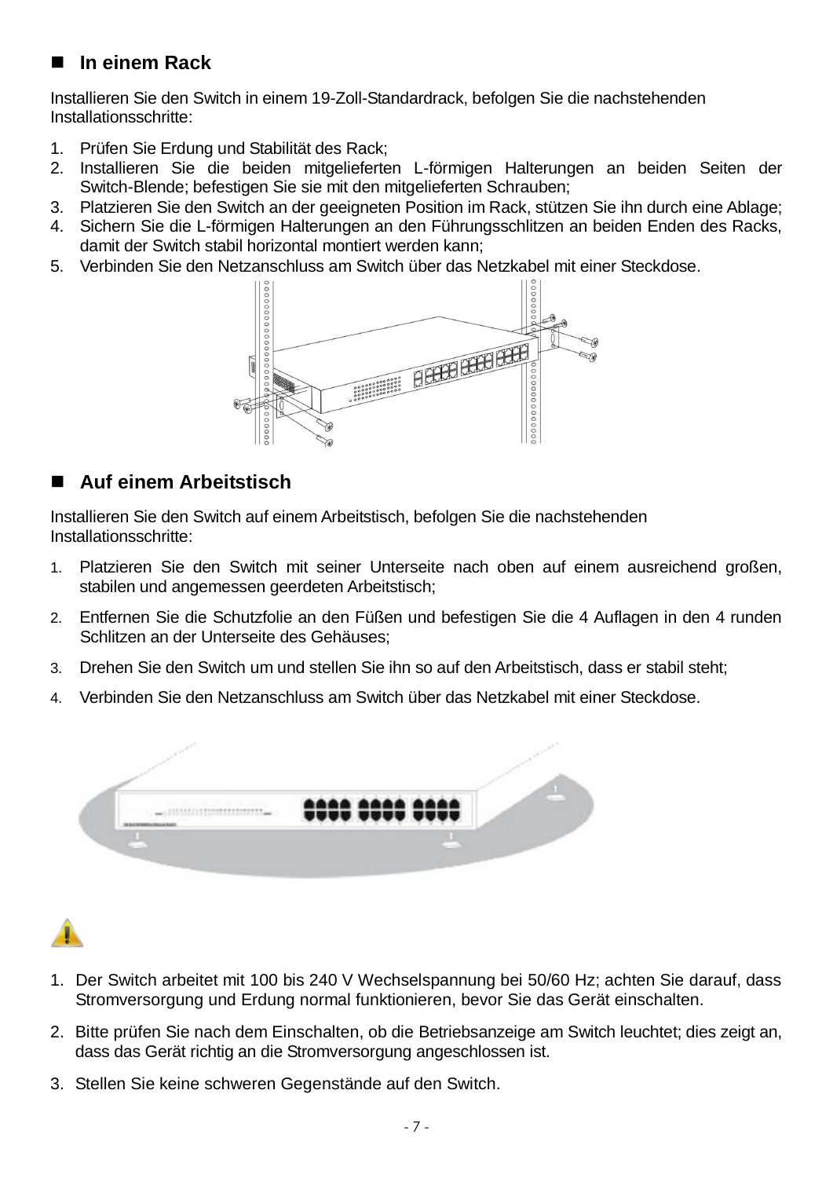## In einem Rack

Installieren Sie den Switch in einem 19-Zoll-Standardrack, befolgen Sie die nachstehenden Installationsschritte:

1. Prüfen Sie Erdung und Stabilität des Rack;
2. Installieren Sie die beiden mitgelieferten L-förmigen Halterungen an beiden Seiten der Switch-Blende; befestigen Sie sie mit den mitgelieferten Schrauben;
3. Platzieren Sie den Switch an der geeigneten Position im Rack, stützen Sie ihn durch eine Ablage;
4. Sichern Sie die L-förmigen Halterungen an den Führungsschlitzen an beiden Enden des Racks, damit der Switch stabil horizontal montiert werden kann;
5. Verbinden Sie den Netzanschluss am Switch über das Netzkabel mit einer Steckdose.

## Auf einem Arbeitstisch

Installieren Sie den Switch auf einem Arbeitstisch, befolgen Sie die nachstehenden Installationsschritte:

1. Platzieren Sie den Switch mit seiner Unterseite nach oben auf einem ausreichend großen, stabilen und angemessen geerdeten Arbeitstisch;
2. Entfernen Sie die Schutzfolie an den Füßen und befestigen Sie die 4 Auflagen in den 4 runden Schlitzen an der Unterseite des Gehäuses;
3. Drehen Sie den Switch um und stellen Sie ihn so auf den Arbeitstisch, dass er stabil steht;
4. Verbinden Sie den Netzanschluss am Switch über das Netzkabel mit einer Steckdose.

1. Der Switch arbeitet mit 100 bis 240 V Wechselspannung bei 50/60 Hz; achten Sie darauf, dass Stromversorgung und Erdung normal funktionieren, bevor Sie das Gerät einschalten.
2. Bitte prüfen Sie nach dem Einschalten, ob die Betriebsanzeige am Switch leuchtet; dies zeigt an, dass das Gerät richtig an die Stromversorgung angeschlossen ist.
3. Stellen Sie keine schweren Gegenstände auf den Switch.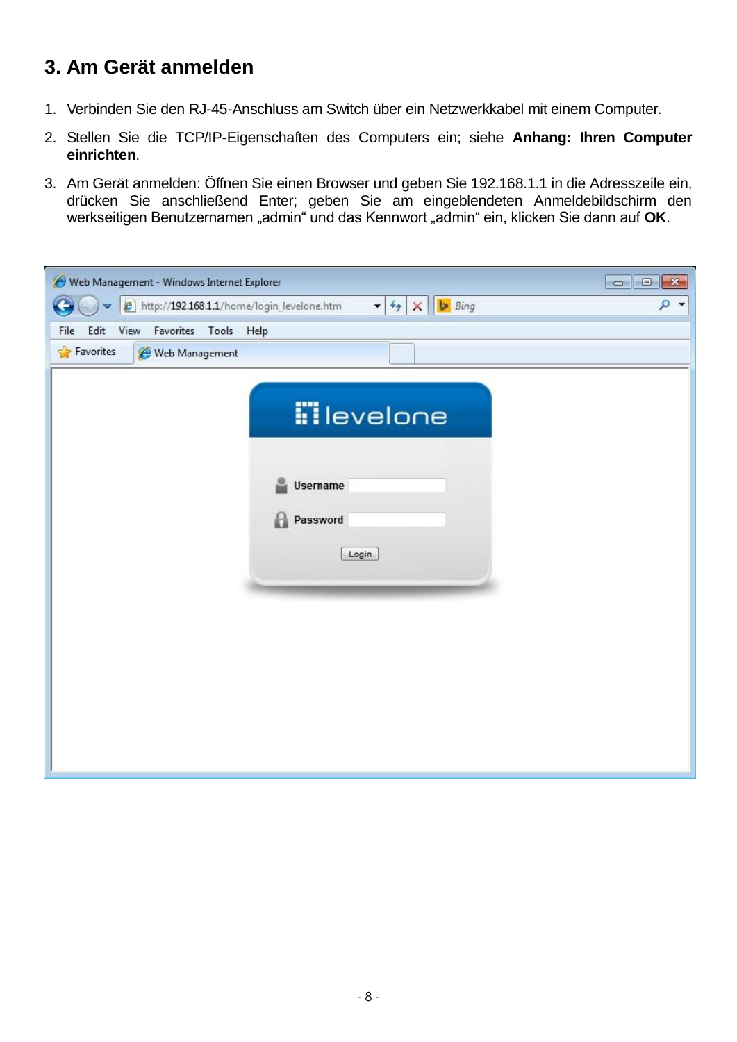## 3. Am Gerät anmelden

1. Verbinden Sie den RJ-45-Anschluss am Switch über ein Netzwerkkabel mit einem Computer.
2. Stellen Sie die TCP/IP-Eigenschaften des Computers ein; siehe **Anhang: Ihren Computer einrichten**.
3. Am Gerät anmelden: Öffnen Sie einen Browser und geben Sie 192.168.1.1 in die Adresszeile ein, drücken Sie anschließend Enter; geben Sie am eingeblendeten Anmeldebildschirm den werkseitigen Benutzernamen „admin" und das Kennwort „admin" ein, klicken Sie dann auf **OK**.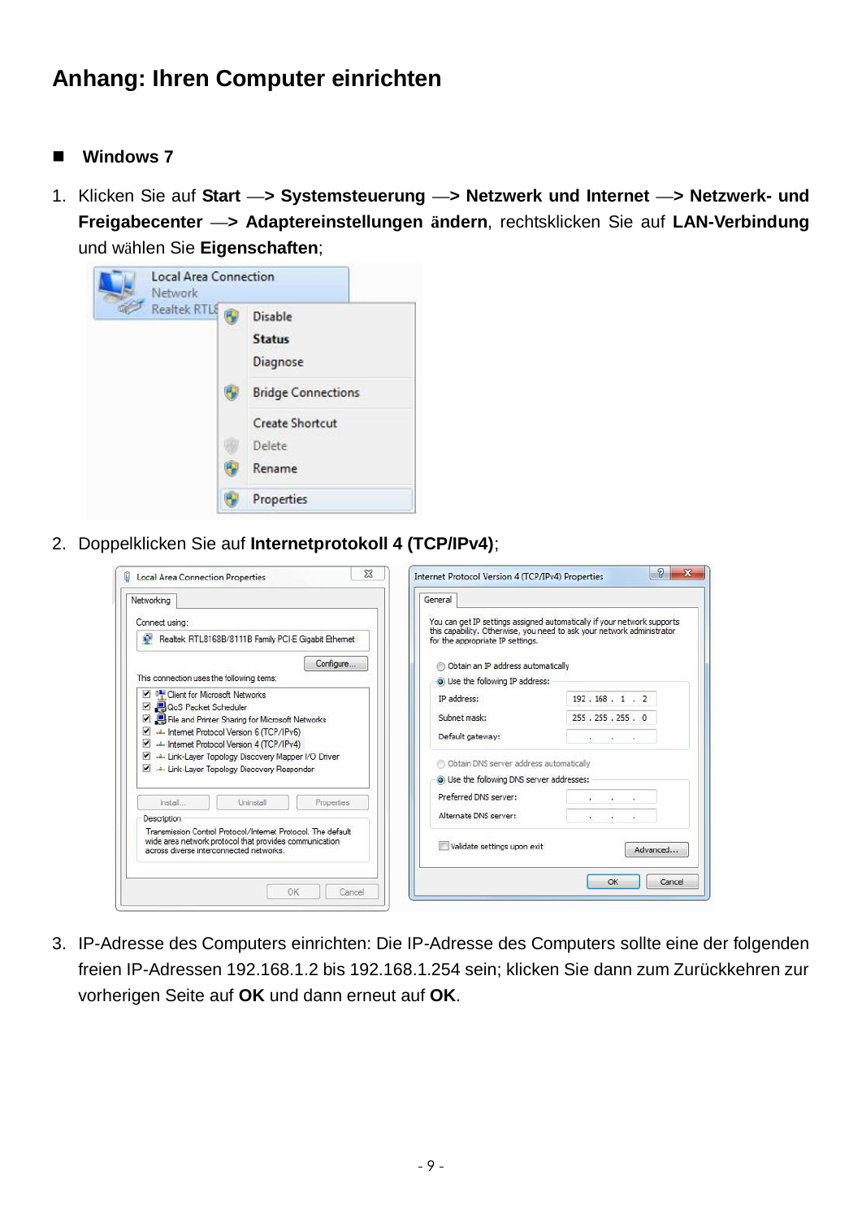# Anhang: Ihren Computer einrichten

## Windows 7

1. Klicken Sie auf **Start —> Systemsteuerung —> Netzwerk und Internet —> Netzwerk- und Freigabecenter —> Adaptereinstellungen ändern**, rechtsklicken Sie auf **LAN-Verbindung** und wählen Sie **Eigenschaften**;

2. Doppelklicken Sie auf **Internetprotokoll 4 (TCP/IPv4)**;

3. IP-Adresse des Computers einrichten: Die IP-Adresse des Computers sollte eine der folgenden freien IP-Adressen 192.168.1.2 bis 192.168.1.254 sein; klicken Sie dann zum Zurückkehren zur vorherigen Seite auf **OK** und dann erneut auf **OK**.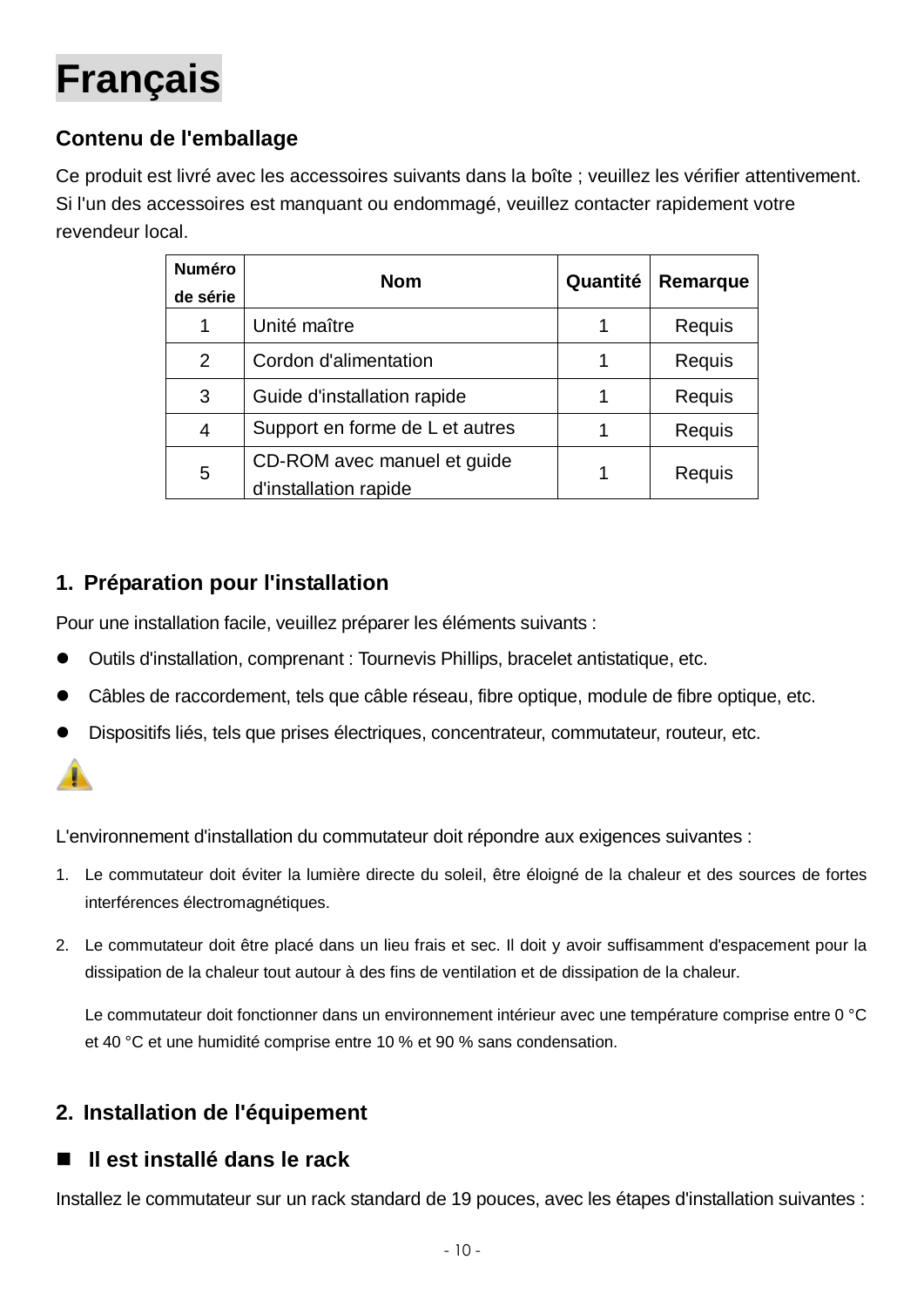# Français

## Contenu de l'emballage

Ce produit est livré avec les accessoires suivants dans la boîte ; veuillez les vérifier attentivement. Si l'un des accessoires est manquant ou endommagé, veuillez contacter rapidement votre revendeur local.

| Numéro de série | Nom | Quantité | Remarque |
|---|---|---|---|
| 1 | Unité maître | 1 | Requis |
| 2 | Cordon d'alimentation | 1 | Requis |
| 3 | Guide d'installation rapide | 1 | Requis |
| 4 | Support en forme de L et autres | 1 | Requis |
| 5 | CD-ROM avec manuel et guide d'installation rapide | 1 | Requis |

## 1. Préparation pour l'installation

Pour une installation facile, veuillez préparer les éléments suivants :

- Outils d'installation, comprenant : Tournevis Phillips, bracelet antistatique, etc.
- Câbles de raccordement, tels que câble réseau, fibre optique, module de fibre optique, etc.
- Dispositifs liés, tels que prises électriques, concentrateur, commutateur, routeur, etc.

L'environnement d'installation du commutateur doit répondre aux exigences suivantes :

1. Le commutateur doit éviter la lumière directe du soleil, être éloigné de la chaleur et des sources de fortes interférences électromagnétiques.
2. Le commutateur doit être placé dans un lieu frais et sec. Il doit y avoir suffisamment d'espacement pour la dissipation de la chaleur tout autour à des fins de ventilation et de dissipation de la chaleur.

   Le commutateur doit fonctionner dans un environnement intérieur avec une température comprise entre 0 °C et 40 °C et une humidité comprise entre 10 % et 90 % sans condensation.

## 2. Installation de l'équipement

### Il est installé dans le rack

Installez le commutateur sur un rack standard de 19 pouces, avec les étapes d'installation suivantes :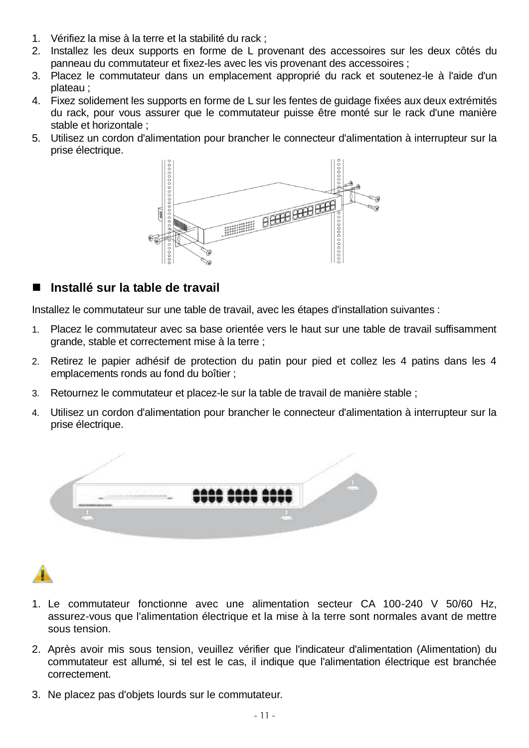1. Vérifiez la mise à la terre et la stabilité du rack ;
2. Installez les deux supports en forme de L provenant des accessoires sur les deux côtés du panneau du commutateur et fixez-les avec les vis provenant des accessoires ;
3. Placez le commutateur dans un emplacement approprié du rack et soutenez-le à l'aide d'un plateau ;
4. Fixez solidement les supports en forme de L sur les fentes de guidage fixées aux deux extrémités du rack, pour vous assurer que le commutateur puisse être monté sur le rack d'une manière stable et horizontale ;
5. Utilisez un cordon d'alimentation pour brancher le connecteur d'alimentation à interrupteur sur la prise électrique.

## Installé sur la table de travail

Installez le commutateur sur une table de travail, avec les étapes d'installation suivantes :

1. Placez le commutateur avec sa base orientée vers le haut sur une table de travail suffisamment grande, stable et correctement mise à la terre ;
2. Retirez le papier adhésif de protection du patin pour pied et collez les 4 patins dans les 4 emplacements ronds au fond du boîtier ;
3. Retournez le commutateur et placez-le sur la table de travail de manière stable ;
4. Utilisez un cordon d'alimentation pour brancher le connecteur d'alimentation à interrupteur sur la prise électrique.

1. Le commutateur fonctionne avec une alimentation secteur CA 100-240 V 50/60 Hz, assurez-vous que l'alimentation électrique et la mise à la terre sont normales avant de mettre sous tension.
2. Après avoir mis sous tension, veuillez vérifier que l'indicateur d'alimentation (Alimentation) du commutateur est allumé, si tel est le cas, il indique que l'alimentation électrique est branchée correctement.
3. Ne placez pas d'objets lourds sur le commutateur.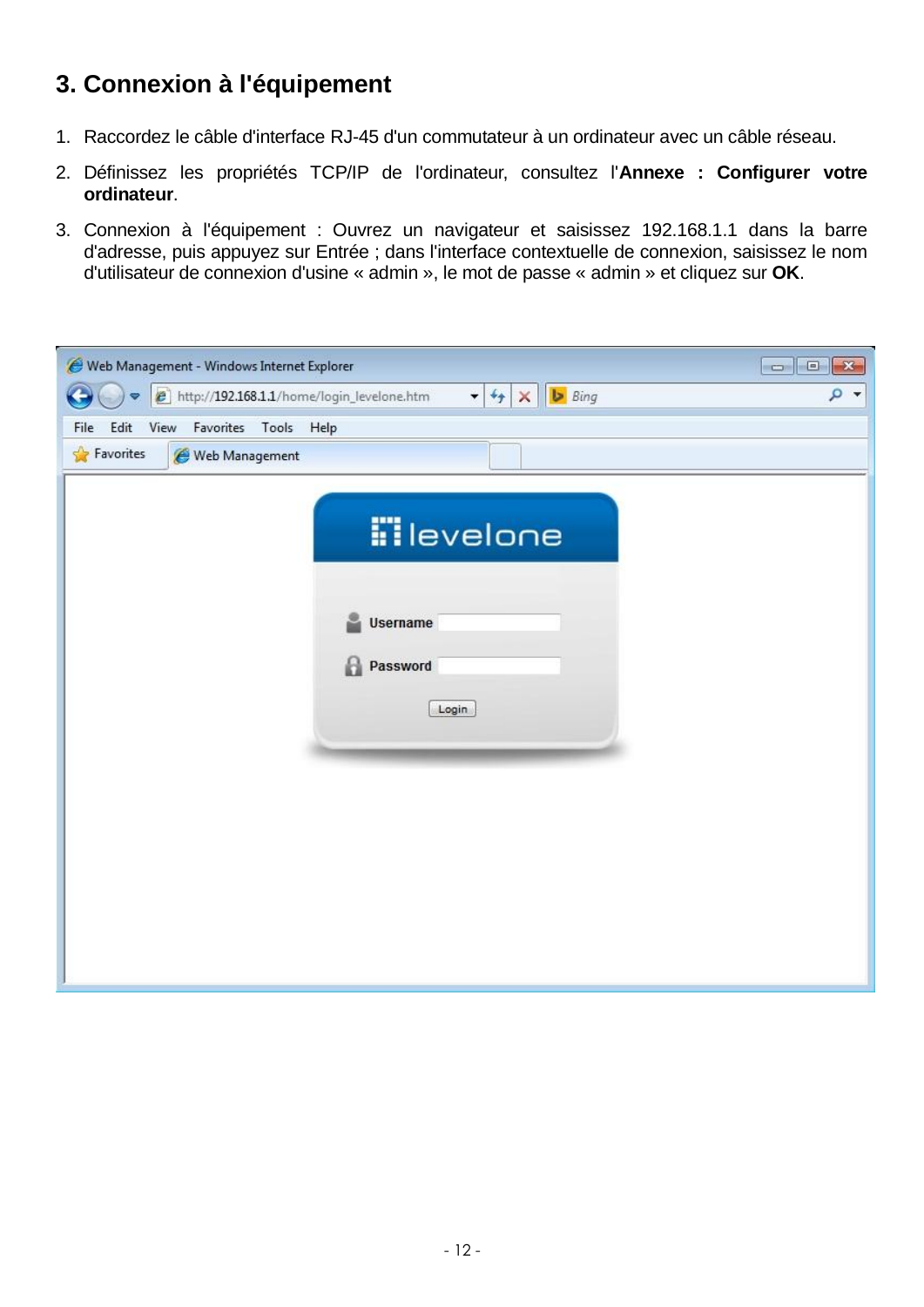## 3. Connexion à l'équipement

1. Raccordez le câble d'interface RJ-45 d'un commutateur à un ordinateur avec un câble réseau.
2. Définissez les propriétés TCP/IP de l'ordinateur, consultez l'**Annexe : Configurer votre ordinateur**.
3. Connexion à l'équipement : Ouvrez un navigateur et saisissez 192.168.1.1 dans la barre d'adresse, puis appuyez sur Entrée ; dans l'interface contextuelle de connexion, saisissez le nom d'utilisateur de connexion d'usine « admin », le mot de passe « admin » et cliquez sur **OK**.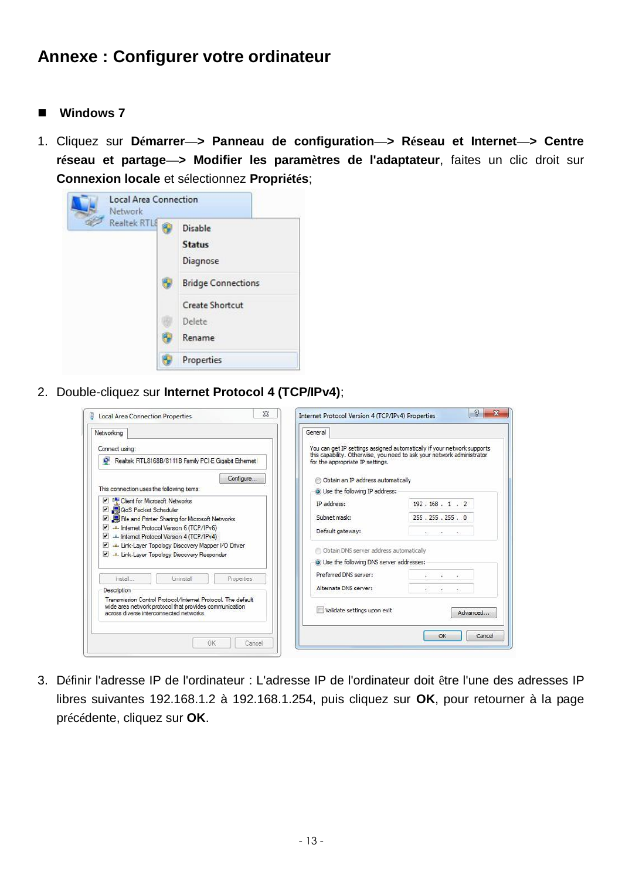# Annexe : Configurer votre ordinateur

## Windows 7

1. Cliquez sur **Démarrer—> Panneau de configuration—> Réseau et Internet—> Centre réseau et partage—> Modifier les paramètres de l'adaptateur**, faites un clic droit sur **Connexion locale** et sélectionnez **Propriétés**;

2. Double-cliquez sur **Internet Protocol 4 (TCP/IPv4)**;

3. Définir l'adresse IP de l'ordinateur : L'adresse IP de l'ordinateur doit être l'une des adresses IP libres suivantes 192.168.1.2 à 192.168.1.254, puis cliquez sur **OK**, pour retourner à la page précédente, cliquez sur **OK**.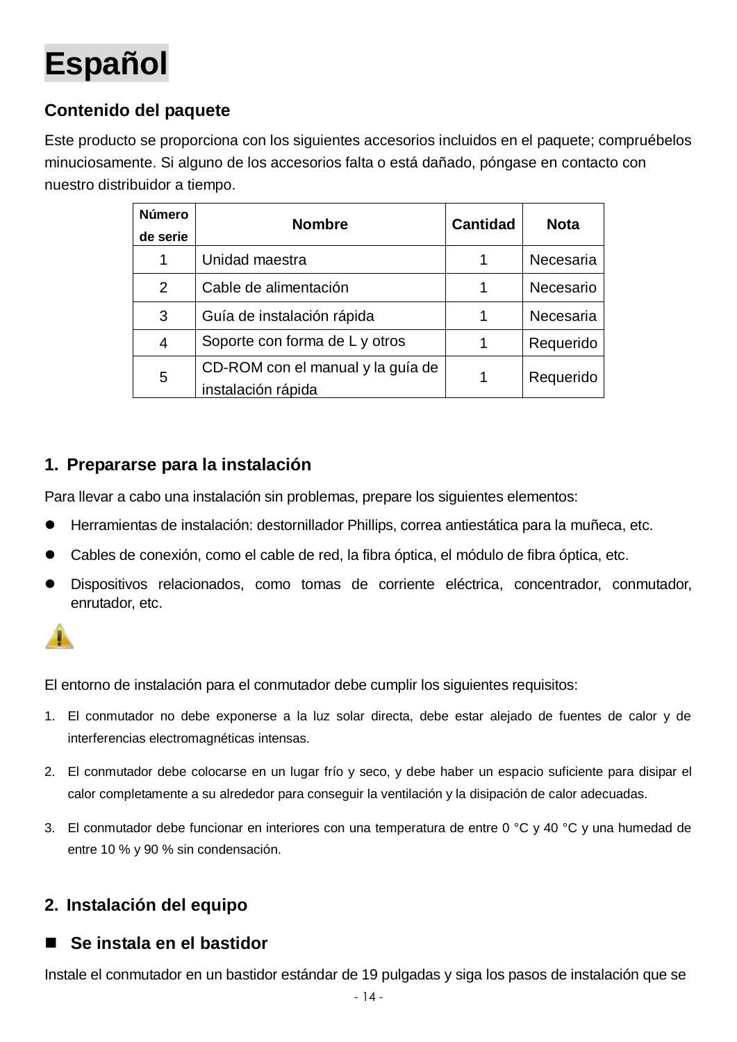# Español

## Contenido del paquete

Este producto se proporciona con los siguientes accesorios incluidos en el paquete; compruébelos minuciosamente. Si alguno de los accesorios falta o está dañado, póngase en contacto con nuestro distribuidor a tiempo.

| Número de serie | Nombre | Cantidad | Nota |
|---|---|---|---|
| 1 | Unidad maestra | 1 | Necesaria |
| 2 | Cable de alimentación | 1 | Necesario |
| 3 | Guía de instalación rápida | 1 | Necesaria |
| 4 | Soporte con forma de L y otros | 1 | Requerido |
| 5 | CD-ROM con el manual y la guía de instalación rápida | 1 | Requerido |

## 1. Prepararse para la instalación

Para llevar a cabo una instalación sin problemas, prepare los siguientes elementos:

- Herramientas de instalación: destornillador Phillips, correa antiestática para la muñeca, etc.
- Cables de conexión, como el cable de red, la fibra óptica, el módulo de fibra óptica, etc.
- Dispositivos relacionados, como tomas de corriente eléctrica, concentrador, conmutador, enrutador, etc.

El entorno de instalación para el conmutador debe cumplir los siguientes requisitos:

1. El conmutador no debe exponerse a la luz solar directa, debe estar alejado de fuentes de calor y de interferencias electromagnéticas intensas.
2. El conmutador debe colocarse en un lugar frío y seco, y debe haber un espacio suficiente para disipar el calor completamente a su alrededor para conseguir la ventilación y la disipación de calor adecuadas.
3. El conmutador debe funcionar en interiores con una temperatura de entre 0 °C y 40 °C y una humedad de entre 10 % y 90 % sin condensación.

## 2. Instalación del equipo

### Se instala en el bastidor

Instale el conmutador en un bastidor estándar de 19 pulgadas y siga los pasos de instalación que se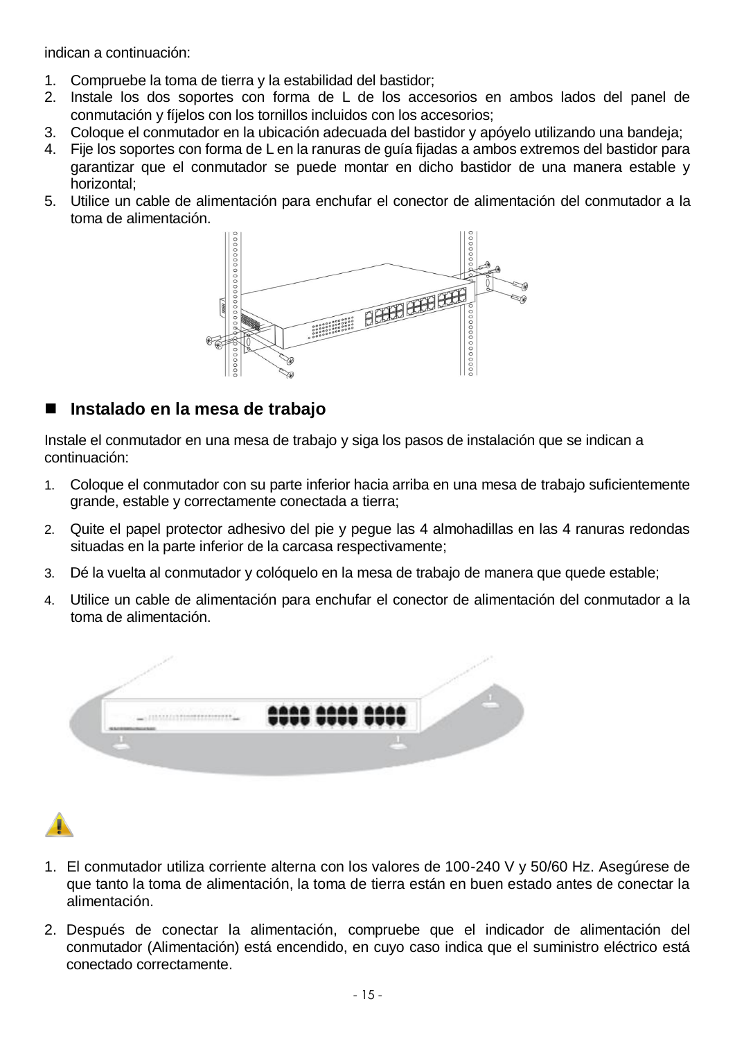indican a continuación:

1. Compruebe la toma de tierra y la estabilidad del bastidor;
2. Instale los dos soportes con forma de L de los accesorios en ambos lados del panel de conmutación y fíjelos con los tornillos incluidos con los accesorios;
3. Coloque el conmutador en la ubicación adecuada del bastidor y apóyelo utilizando una bandeja;
4. Fije los soportes con forma de L en la ranuras de guía fijadas a ambos extremos del bastidor para garantizar que el conmutador se puede montar en dicho bastidor de una manera estable y horizontal;
5. Utilice un cable de alimentación para enchufar el conector de alimentación del conmutador a la toma de alimentación.

## Instalado en la mesa de trabajo

Instale el conmutador en una mesa de trabajo y siga los pasos de instalación que se indican a continuación:

1. Coloque el conmutador con su parte inferior hacia arriba en una mesa de trabajo suficientemente grande, estable y correctamente conectada a tierra;
2. Quite el papel protector adhesivo del pie y pegue las 4 almohadillas en las 4 ranuras redondas situadas en la parte inferior de la carcasa respectivamente;
3. Dé la vuelta al conmutador y colóquelo en la mesa de trabajo de manera que quede estable;
4. Utilice un cable de alimentación para enchufar el conector de alimentación del conmutador a la toma de alimentación.

1. El conmutador utiliza corriente alterna con los valores de 100-240 V y 50/60 Hz. Asegúrese de que tanto la toma de alimentación, la toma de tierra están en buen estado antes de conectar la alimentación.
2. Después de conectar la alimentación, compruebe que el indicador de alimentación del conmutador (Alimentación) está encendido, en cuyo caso indica que el suministro eléctrico está conectado correctamente.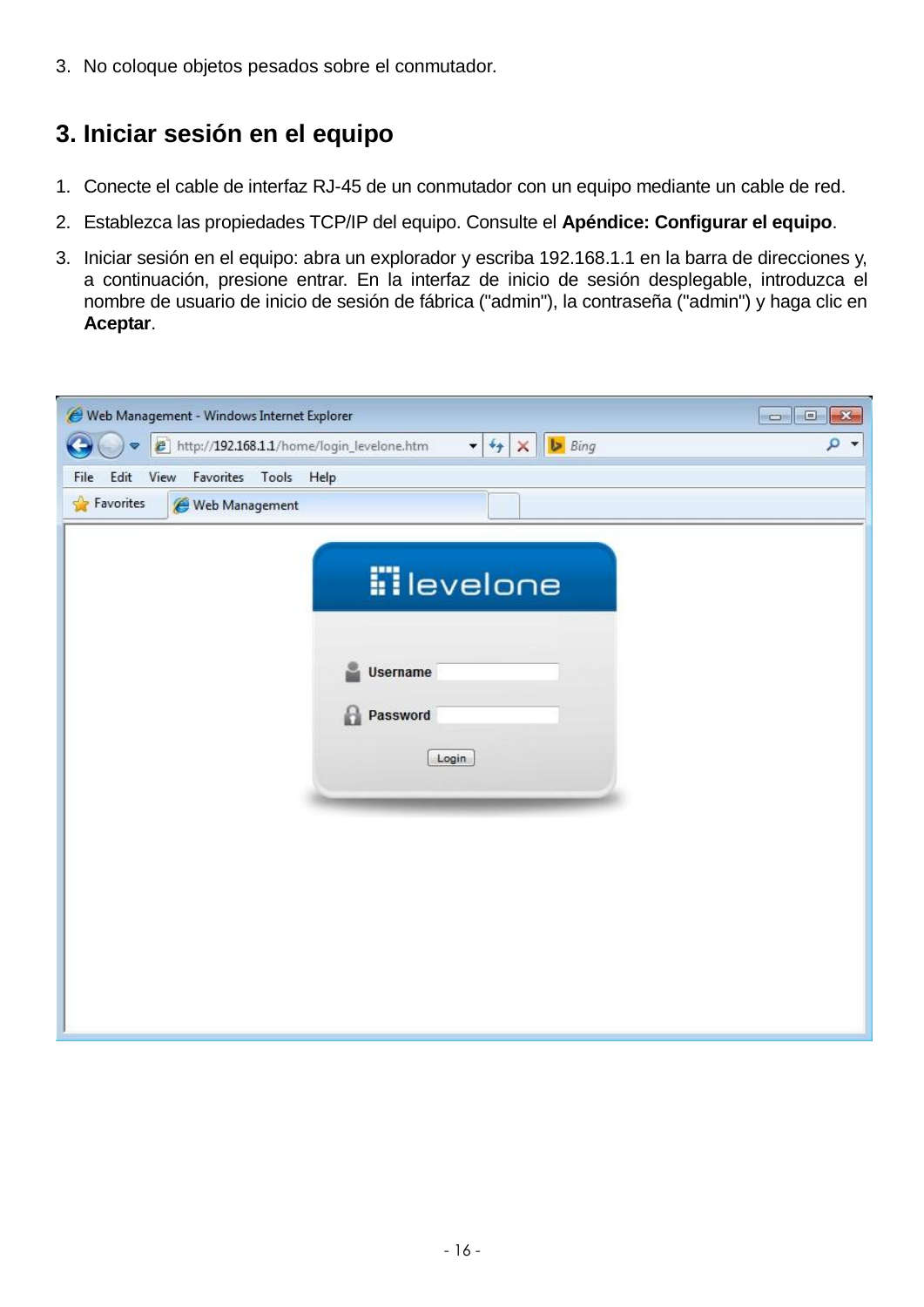3. No coloque objetos pesados sobre el conmutador.

## 3. Iniciar sesión en el equipo

1. Conecte el cable de interfaz RJ-45 de un conmutador con un equipo mediante un cable de red.
2. Establezca las propiedades TCP/IP del equipo. Consulte el **Apéndice: Configurar el equipo**.
3. Iniciar sesión en el equipo: abra un explorador y escriba 192.168.1.1 en la barra de direcciones y, a continuación, presione entrar. En la interfaz de inicio de sesión desplegable, introduzca el nombre de usuario de inicio de sesión de fábrica ("admin"), la contraseña ("admin") y haga clic en **Aceptar**.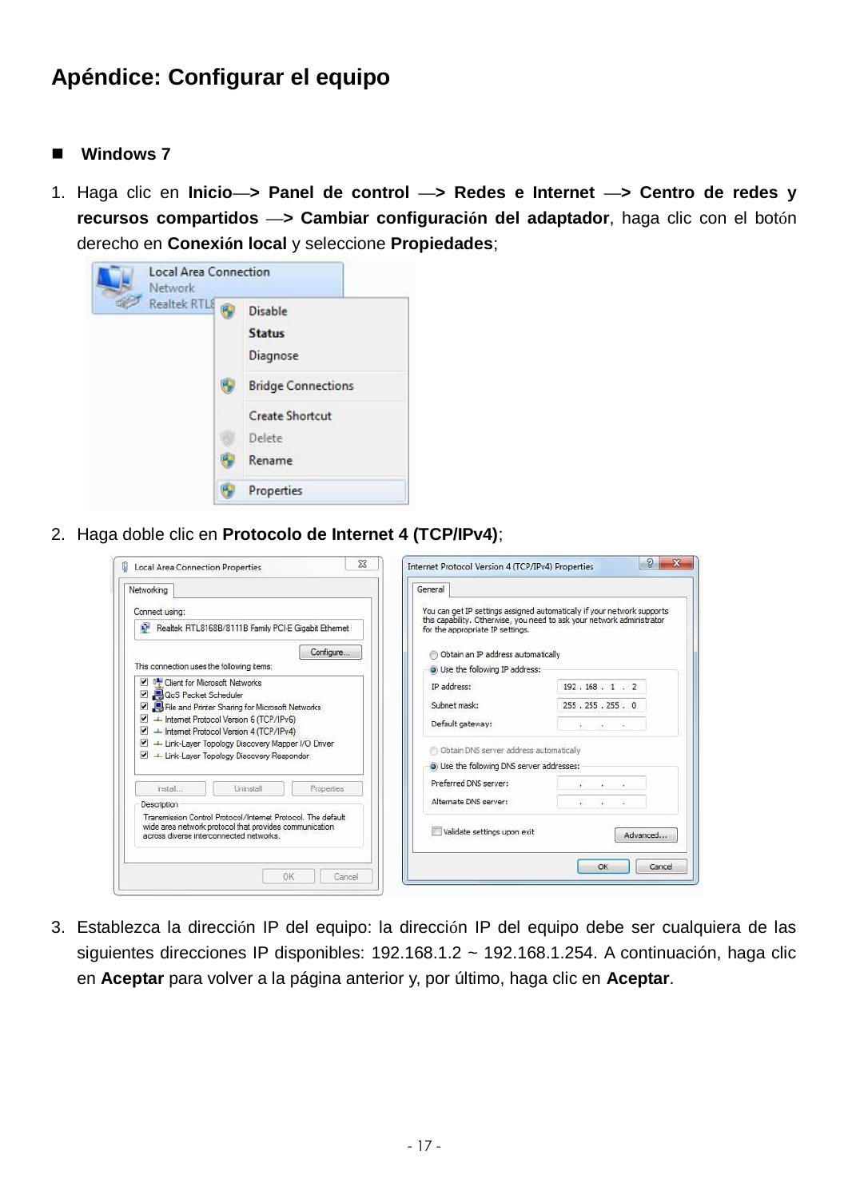## Apéndice: Configurar el equipo

■ **Windows 7**

1. Haga clic en **Inicio—> Panel de control —> Redes e Internet —> Centro de redes y recursos compartidos —> Cambiar configuración del adaptador**, haga clic con el botón derecho en **Conexión local** y seleccione **Propiedades**;

2. Haga doble clic en **Protocolo de Internet 4 (TCP/IPv4)**;

3. Establezca la dirección IP del equipo: la dirección IP del equipo debe ser cualquiera de las siguientes direcciones IP disponibles: 192.168.1.2 ~ 192.168.1.254. A continuación, haga clic en **Aceptar** para volver a la página anterior y, por último, haga clic en **Aceptar**.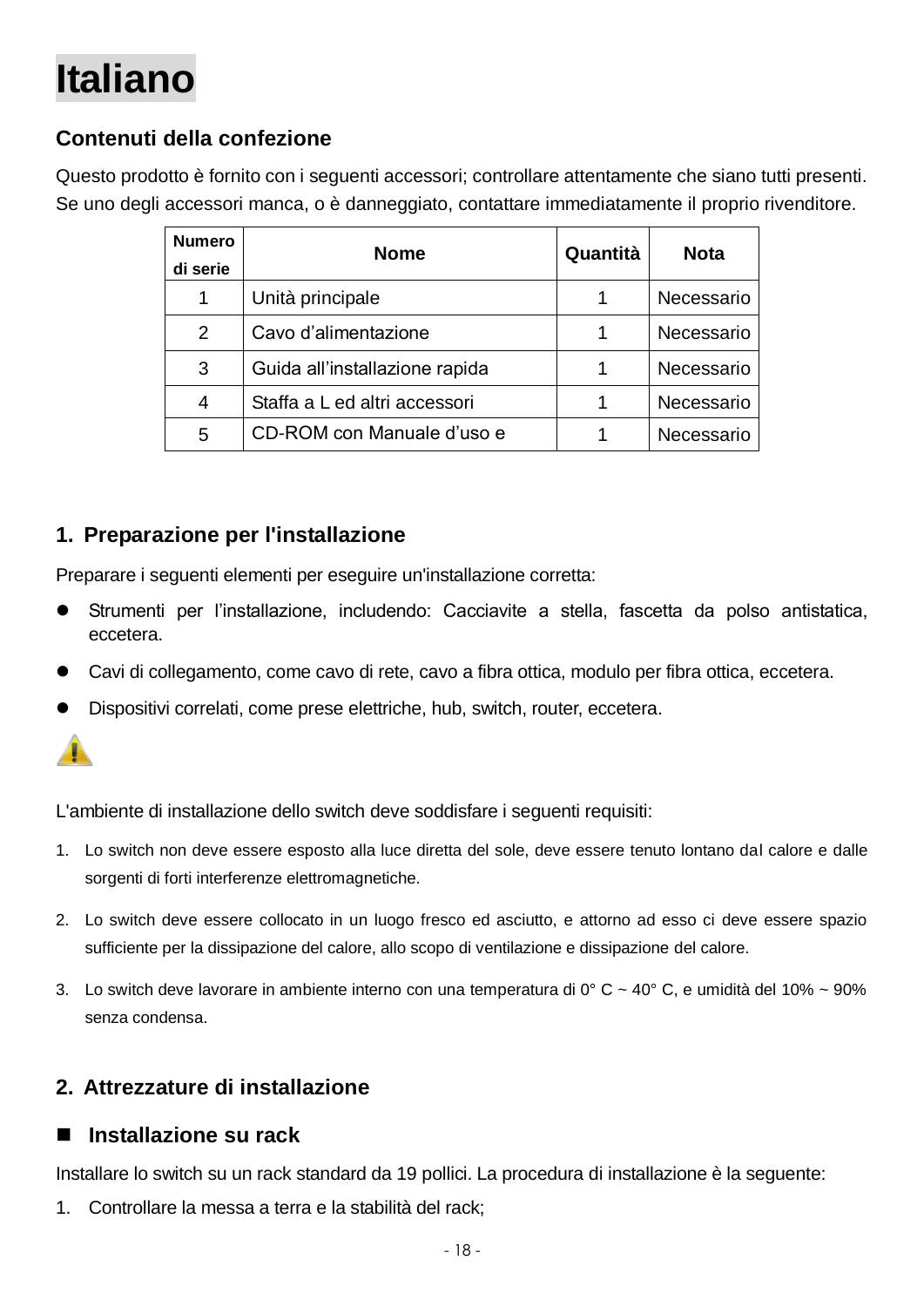# Italiano

## Contenuti della confezione

Questo prodotto è fornito con i seguenti accessori; controllare attentamente che siano tutti presenti. Se uno degli accessori manca, o è danneggiato, contattare immediatamente il proprio rivenditore.

| Numero di serie | Nome | Quantità | Nota |
|---|---|---|---|
| 1 | Unità principale | 1 | Necessario |
| 2 | Cavo d'alimentazione | 1 | Necessario |
| 3 | Guida all'installazione rapida | 1 | Necessario |
| 4 | Staffa a L ed altri accessori | 1 | Necessario |
| 5 | CD-ROM con Manuale d'uso e | 1 | Necessario |

## 1. Preparazione per l'installazione

Preparare i seguenti elementi per eseguire un'installazione corretta:

- Strumenti per l'installazione, includendo: Cacciavite a stella, fascetta da polso antistatica, eccetera.
- Cavi di collegamento, come cavo di rete, cavo a fibra ottica, modulo per fibra ottica, eccetera.
- Dispositivi correlati, come prese elettriche, hub, switch, router, eccetera.

L'ambiente di installazione dello switch deve soddisfare i seguenti requisiti:

1. Lo switch non deve essere esposto alla luce diretta del sole, deve essere tenuto lontano dal calore e dalle sorgenti di forti interferenze elettromagnetiche.
2. Lo switch deve essere collocato in un luogo fresco ed asciutto, e attorno ad esso ci deve essere spazio sufficiente per la dissipazione del calore, allo scopo di ventilazione e dissipazione del calore.
3. Lo switch deve lavorare in ambiente interno con una temperatura di 0° C ~ 40° C, e umidità del 10% ~ 90% senza condensa.

## 2. Attrezzature di installazione

### Installazione su rack

Installare lo switch su un rack standard da 19 pollici. La procedura di installazione è la seguente:

1. Controllare la messa a terra e la stabilità del rack;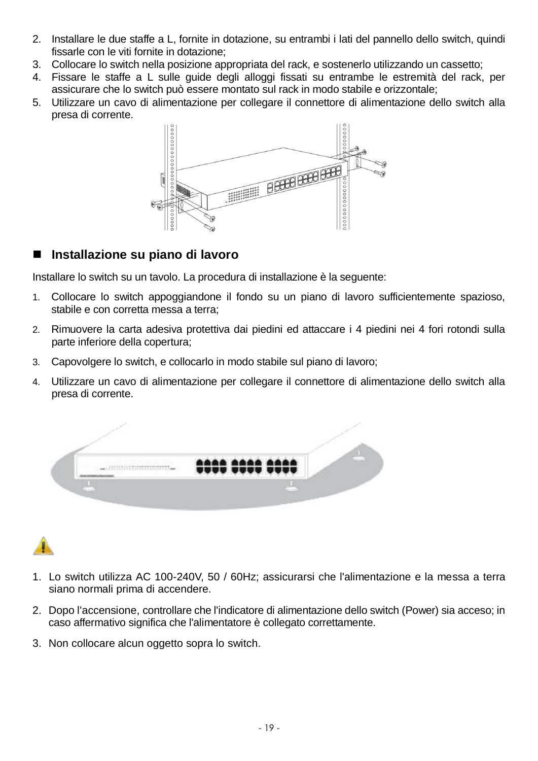2. Installare le due staffe a L, fornite in dotazione, su entrambi i lati del pannello dello switch, quindi fissarle con le viti fornite in dotazione;
3. Collocare lo switch nella posizione appropriata del rack, e sostenerlo utilizzando un cassetto;
4. Fissare le staffe a L sulle guide degli alloggi fissati su entrambe le estremità del rack, per assicurare che lo switch può essere montato sul rack in modo stabile e orizzontale;
5. Utilizzare un cavo di alimentazione per collegare il connettore di alimentazione dello switch alla presa di corrente.

## Installazione su piano di lavoro

Installare lo switch su un tavolo. La procedura di installazione è la seguente:

1. Collocare lo switch appoggiandone il fondo su un piano di lavoro sufficientemente spazioso, stabile e con corretta messa a terra;
2. Rimuovere la carta adesiva protettiva dai piedini ed attaccare i 4 piedini nei 4 fori rotondi sulla parte inferiore della copertura;
3. Capovolgere lo switch, e collocarlo in modo stabile sul piano di lavoro;
4. Utilizzare un cavo di alimentazione per collegare il connettore di alimentazione dello switch alla presa di corrente.

1. Lo switch utilizza AC 100-240V, 50 / 60Hz; assicurarsi che l'alimentazione e la messa a terra siano normali prima di accendere.
2. Dopo l'accensione, controllare che l'indicatore di alimentazione dello switch (Power) sia acceso; in caso affermativo significa che l'alimentatore è collegato correttamente.
3. Non collocare alcun oggetto sopra lo switch.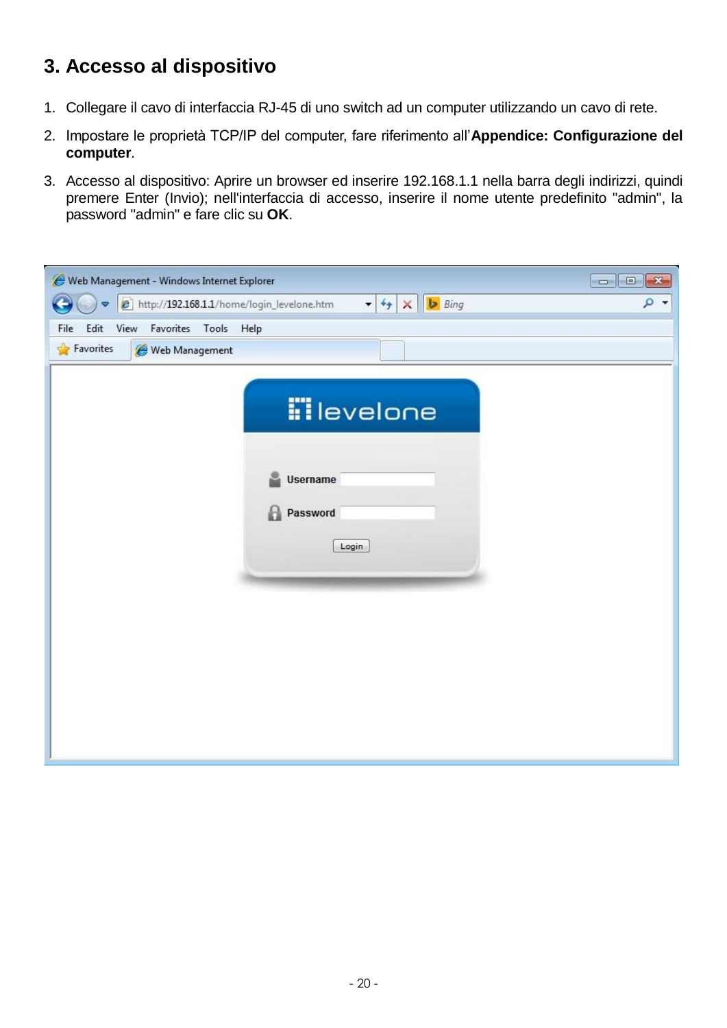## 3. Accesso al dispositivo

1. Collegare il cavo di interfaccia RJ-45 di uno switch ad un computer utilizzando un cavo di rete.
2. Impostare le proprietà TCP/IP del computer, fare riferimento all’**Appendice: Configurazione del computer**.
3. Accesso al dispositivo: Aprire un browser ed inserire 192.168.1.1 nella barra degli indirizzi, quindi premere Enter (Invio); nell'interfaccia di accesso, inserire il nome utente predefinito "admin", la password "admin" e fare clic su **OK**.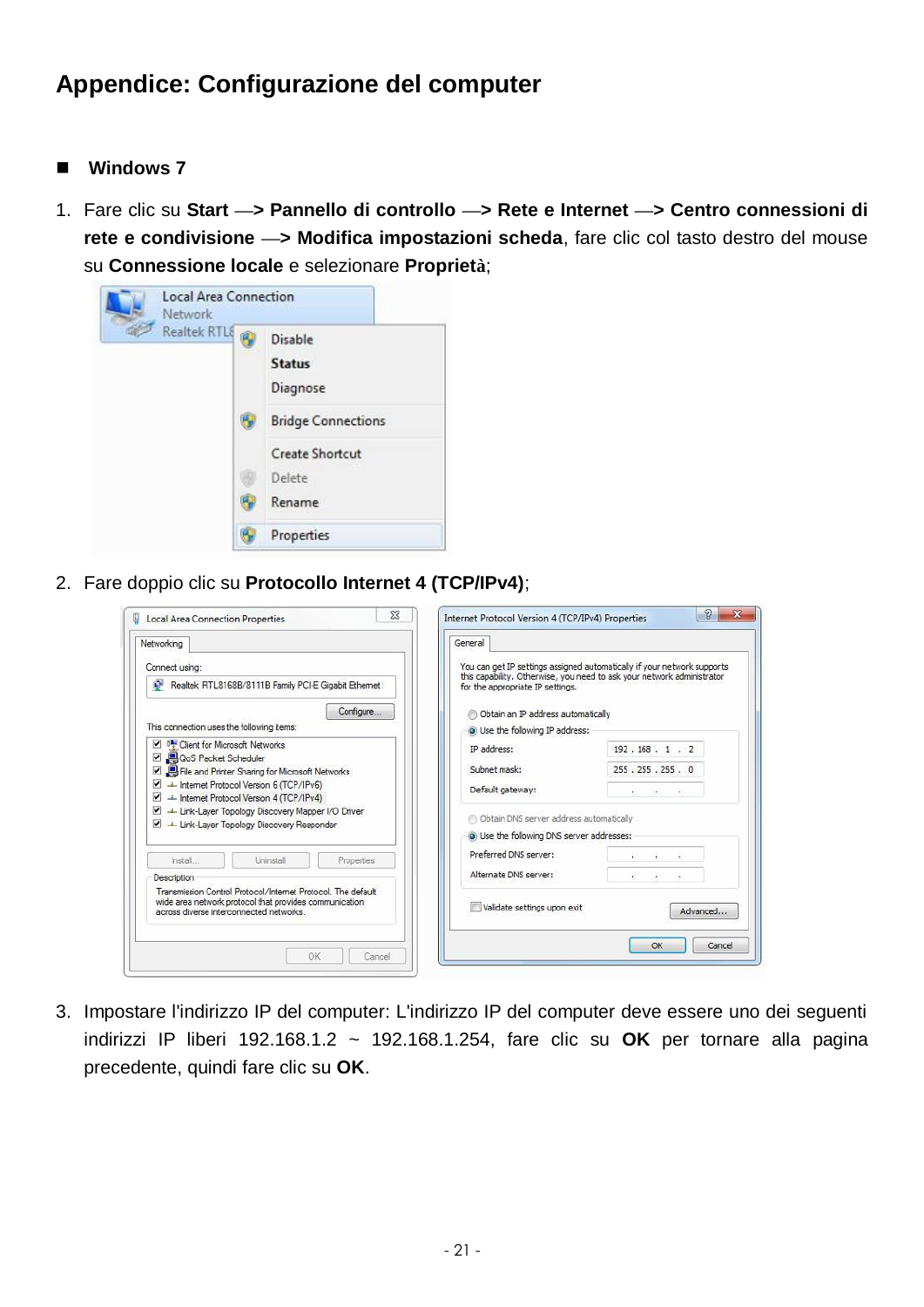# Appendice: Configurazione del computer

## ■ Windows 7

1. Fare clic su **Start —> Pannello di controllo —> Rete e Internet —> Centro connessioni di rete e condivisione —> Modifica impostazioni scheda**, fare clic col tasto destro del mouse su **Connessione locale** e selezionare **Proprietà**;

2. Fare doppio clic su **Protocollo Internet 4 (TCP/IPv4)**;

3. Impostare l'indirizzo IP del computer: L'indirizzo IP del computer deve essere uno dei seguenti indirizzi IP liberi 192.168.1.2 ~ 192.168.1.254, fare clic su **OK** per tornare alla pagina precedente, quindi fare clic su **OK**.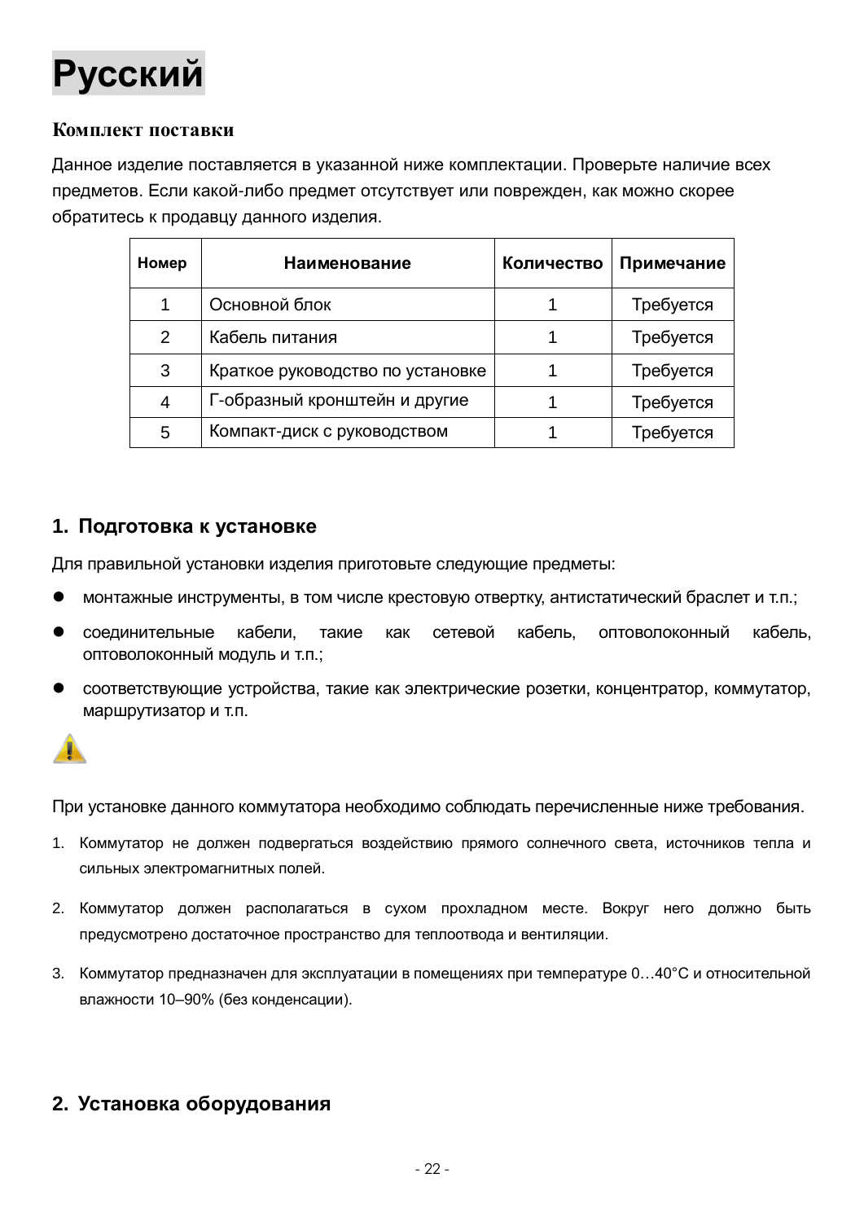# Русский

### Комплект поставки

Данное изделие поставляется в указанной ниже комплектации. Проверьте наличие всех предметов. Если какой-либо предмет отсутствует или поврежден, как можно скорее обратитесь к продавцу данного изделия.

| Номер | Наименование | Количество | Примечание |
|---|---|---|---|
| 1 | Основной блок | 1 | Требуется |
| 2 | Кабель питания | 1 | Требуется |
| 3 | Краткое руководство по установке | 1 | Требуется |
| 4 | Г-образный кронштейн и другие | 1 | Требуется |
| 5 | Компакт-диск с руководством | 1 | Требуется |

## 1. Подготовка к установке

Для правильной установки изделия приготовьте следующие предметы:

- монтажные инструменты, в том числе крестовую отвертку, антистатический браслет и т.п.;
- соединительные кабели, такие как сетевой кабель, оптоволоконный кабель, оптоволоконный модуль и т.п.;
- соответствующие устройства, такие как электрические розетки, концентратор, коммутатор, маршрутизатор и т.п.

При установке данного коммутатора необходимо соблюдать перечисленные ниже требования.

1. Коммутатор не должен подвергаться воздействию прямого солнечного света, источников тепла и сильных электромагнитных полей.
2. Коммутатор должен располагаться в сухом прохладном месте. Вокруг него должно быть предусмотрено достаточное пространство для теплоотвода и вентиляции.
3. Коммутатор предназначен для эксплуатации в помещениях при температуре 0…40°C и относительной влажности 10–90% (без конденсации).

## 2. Установка оборудования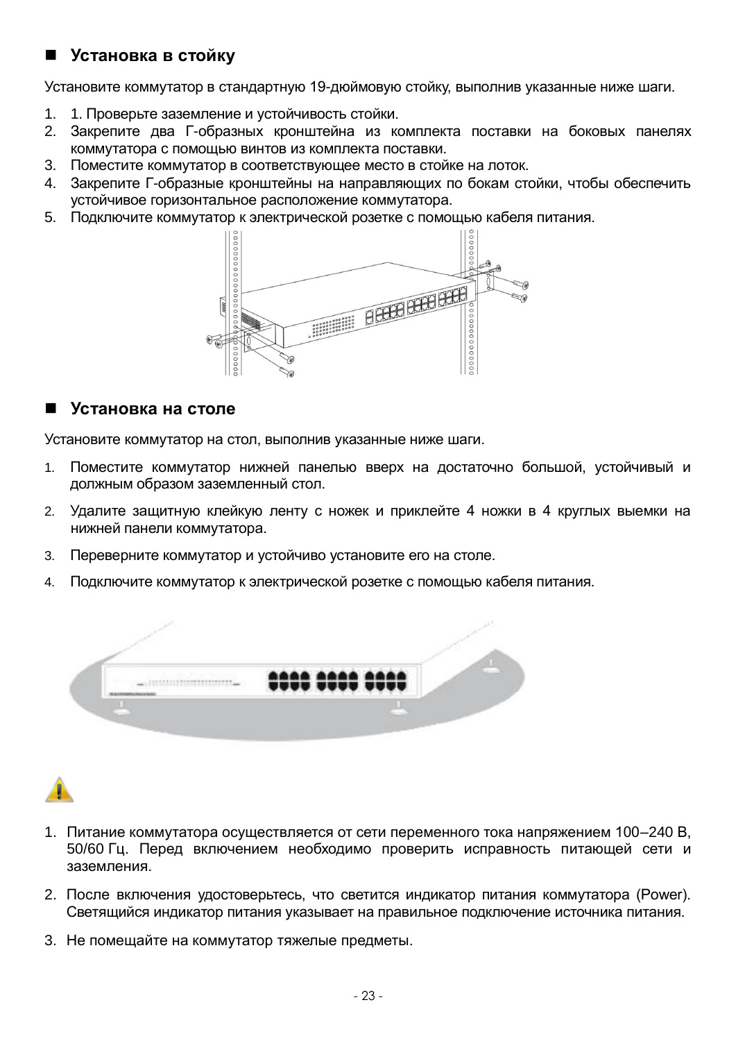## Установка в стойку

Установите коммутатор в стандартную 19-дюймовую стойку, выполнив указанные ниже шаги.

1. 1. Проверьте заземление и устойчивость стойки.
2. Закрепите два Г-образных кронштейна из комплекта поставки на боковых панелях коммутатора с помощью винтов из комплекта поставки.
3. Поместите коммутатор в соответствующее место в стойке на лоток.
4. Закрепите Г-образные кронштейны на направляющих по бокам стойки, чтобы обеспечить устойчивое горизонтальное расположение коммутатора.
5. Подключите коммутатор к электрической розетке с помощью кабеля питания.

## Установка на столе

Установите коммутатор на стол, выполнив указанные ниже шаги.

1. Поместите коммутатор нижней панелью вверх на достаточно большой, устойчивый и должным образом заземленный стол.
2. Удалите защитную клейкую ленту с ножек и приклейте 4 ножки в 4 круглых выемки на нижней панели коммутатора.
3. Переверните коммутатор и устойчиво установите его на столе.
4. Подключите коммутатор к электрической розетке с помощью кабеля питания.

1. Питание коммутатора осуществляется от сети переменного тока напряжением 100–240 В, 50/60 Гц. Перед включением необходимо проверить исправность питающей сети и заземления.
2. После включения удостоверьтесь, что светится индикатор питания коммутатора (Power). Светящийся индикатор питания указывает на правильное подключение источника питания.
3. Не помещайте на коммутатор тяжелые предметы.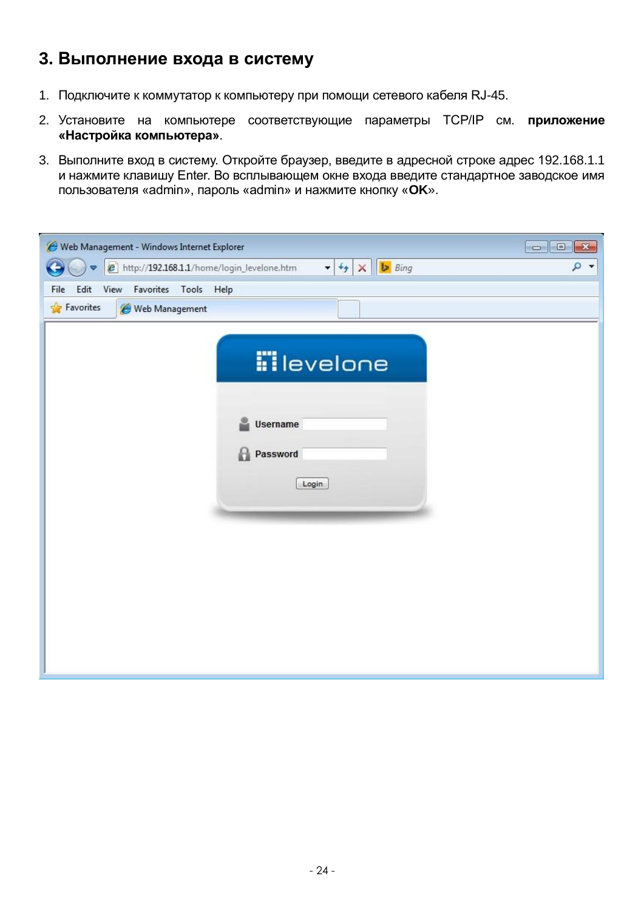## 3. Выполнение входа в систему

1. Подключите к коммутатор к компьютеру при помощи сетевого кабеля RJ-45.
2. Установите на компьютере соответствующие параметры TCP/IP см. **приложение «Настройка компьютера»**.
3. Выполните вход в систему. Откройте браузер, введите в адресной строке адрес 192.168.1.1 и нажмите клавишу Enter. Во всплывающем окне входа введите стандартное заводское имя пользователя «admin», пароль «admin» и нажмите кнопку «**OK**».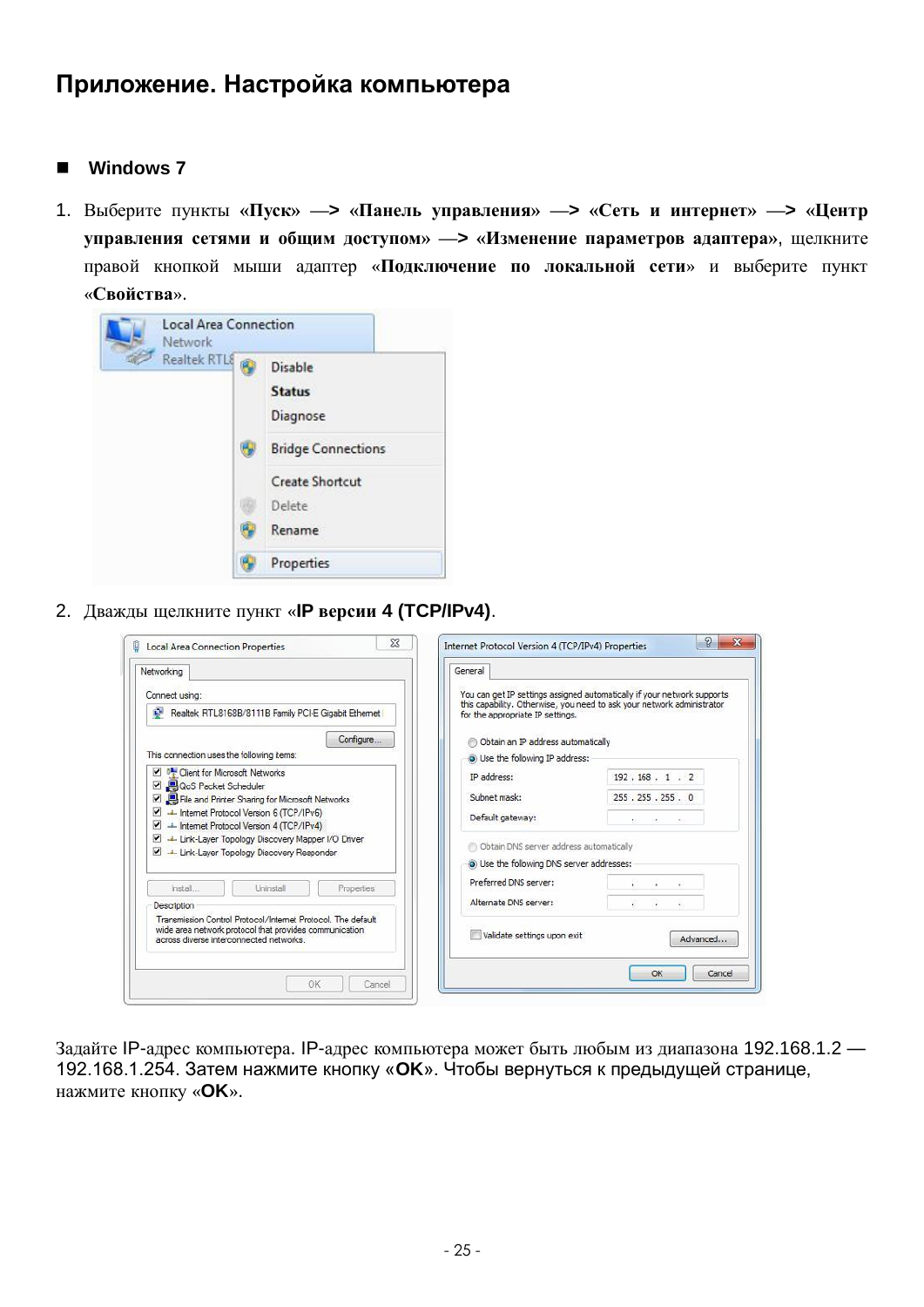## Приложение. Настройка компьютера

### Windows 7

1. Выберите пункты **«Пуск» —> «Панель управления» —> «Сеть и интернет» —> «Центр управления сетями и общим доступом» —> «Изменение параметров адаптера»**, щелкните правой кнопкой мыши адаптер «**Подключение по локальной сети**» и выберите пункт «**Свойства**».

2. Дважды щелкните пункт «**IP версии 4 (TCP/IPv4)**.

Задайте IP-адрес компьютера. IP-адрес компьютера может быть любым из диапазона 192.168.1.2 — 192.168.1.254. Затем нажмите кнопку «**OK**». Чтобы вернуться к предыдущей странице, нажмите кнопку «**OK**».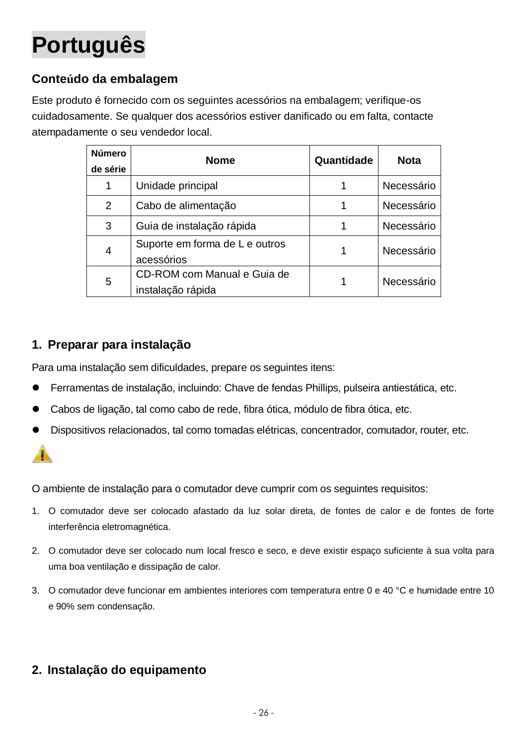# Português

## Conteúdo da embalagem

Este produto é fornecido com os seguintes acessórios na embalagem; verifique-os cuidadosamente. Se qualquer dos acessórios estiver danificado ou em falta, contacte atempadamente o seu vendedor local.

| Número de série | Nome | Quantidade | Nota |
|---|---|---|---|
| 1 | Unidade principal | 1 | Necessário |
| 2 | Cabo de alimentação | 1 | Necessário |
| 3 | Guia de instalação rápida | 1 | Necessário |
| 4 | Suporte em forma de L e outros acessórios | 1 | Necessário |
| 5 | CD-ROM com Manual e Guia de instalação rápida | 1 | Necessário |

## 1. Preparar para instalação

Para uma instalação sem dificuldades, prepare os seguintes itens:

- Ferramentas de instalação, incluindo: Chave de fendas Phillips, pulseira antiestática, etc.
- Cabos de ligação, tal como cabo de rede, fibra ótica, módulo de fibra ótica, etc.
- Dispositivos relacionados, tal como tomadas elétricas, concentrador, comutador, router, etc.

O ambiente de instalação para o comutador deve cumprir com os seguintes requisitos:

1. O comutador deve ser colocado afastado da luz solar direta, de fontes de calor e de fontes de forte interferência eletromagnética.
2. O comutador deve ser colocado num local fresco e seco, e deve existir espaço suficiente à sua volta para uma boa ventilação e dissipação de calor.
3. O comutador deve funcionar em ambientes interiores com temperatura entre 0 e 40 °C e humidade entre 10 e 90% sem condensação.

## 2. Instalação do equipamento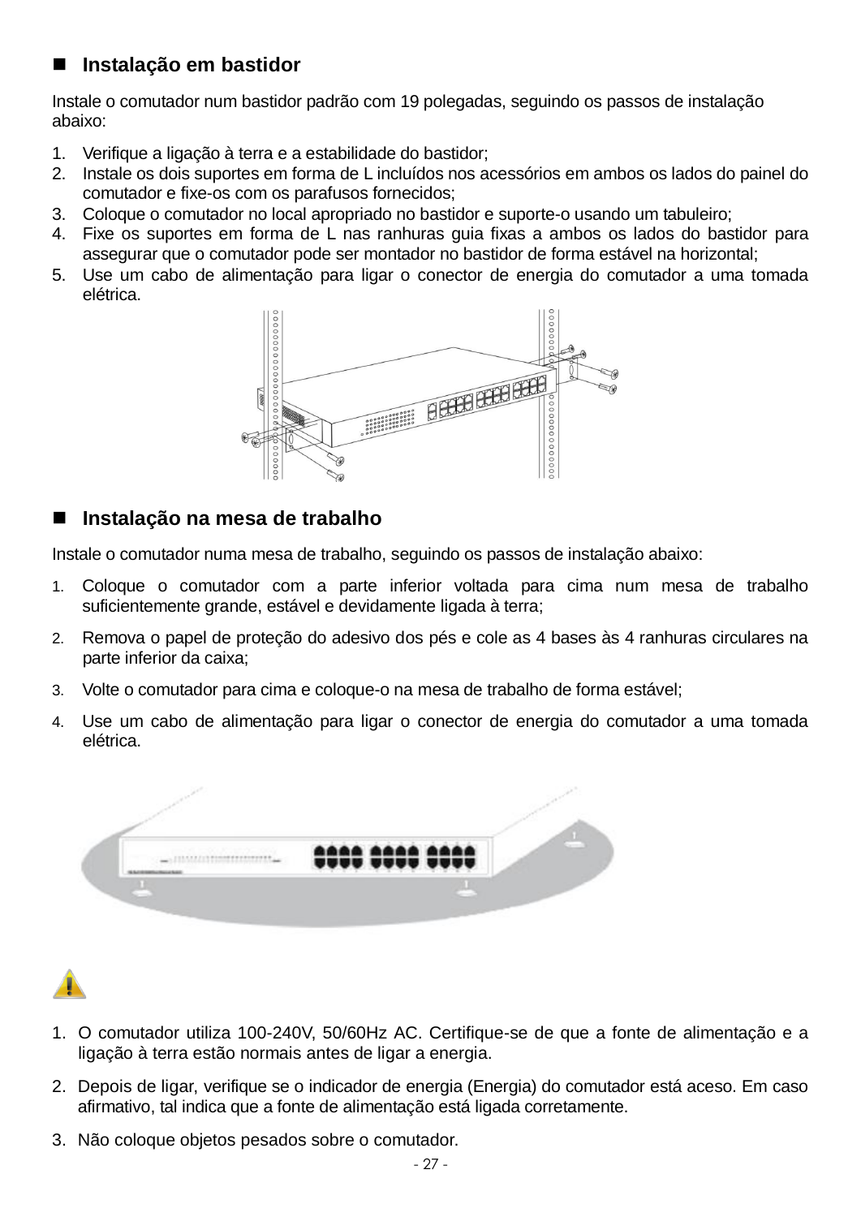## Instalação em bastidor

Instale o comutador num bastidor padrão com 19 polegadas, seguindo os passos de instalação abaixo:

1. Verifique a ligação à terra e a estabilidade do bastidor;
2. Instale os dois suportes em forma de L incluídos nos acessórios em ambos os lados do painel do comutador e fixe-os com os parafusos fornecidos;
3. Coloque o comutador no local apropriado no bastidor e suporte-o usando um tabuleiro;
4. Fixe os suportes em forma de L nas ranhuras guia fixas a ambos os lados do bastidor para assegurar que o comutador pode ser montador no bastidor de forma estável na horizontal;
5. Use um cabo de alimentação para ligar o conector de energia do comutador a uma tomada elétrica.

## Instalação na mesa de trabalho

Instale o comutador numa mesa de trabalho, seguindo os passos de instalação abaixo:

1. Coloque o comutador com a parte inferior voltada para cima num mesa de trabalho suficientemente grande, estável e devidamente ligada à terra;
2. Remova o papel de proteção do adesivo dos pés e cole as 4 bases às 4 ranhuras circulares na parte inferior da caixa;
3. Volte o comutador para cima e coloque-o na mesa de trabalho de forma estável;
4. Use um cabo de alimentação para ligar o conector de energia do comutador a uma tomada elétrica.

1. O comutador utiliza 100-240V, 50/60Hz AC. Certifique-se de que a fonte de alimentação e a ligação à terra estão normais antes de ligar a energia.
2. Depois de ligar, verifique se o indicador de energia (Energia) do comutador está aceso. Em caso afirmativo, tal indica que a fonte de alimentação está ligada corretamente.
3. Não coloque objetos pesados sobre o comutador.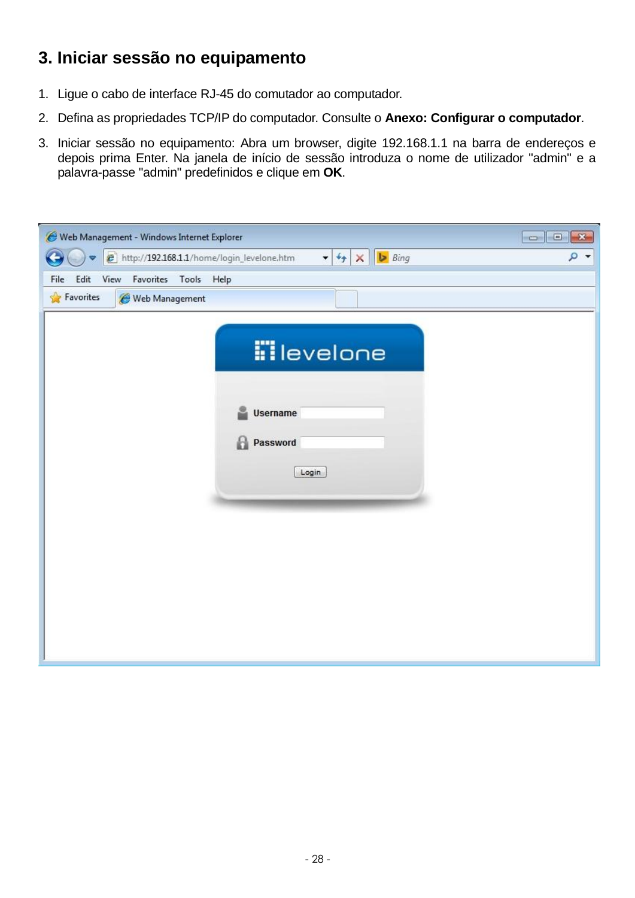### 3. Iniciar sessão no equipamento

1. Ligue o cabo de interface RJ-45 do comutador ao computador.
2. Defina as propriedades TCP/IP do computador. Consulte o **Anexo: Configurar o computador**.
3. Iniciar sessão no equipamento: Abra um browser, digite 192.168.1.1 na barra de endereços e depois prima Enter. Na janela de início de sessão introduza o nome de utilizador "admin" e a palavra-passe "admin" predefinidos e clique em **OK**.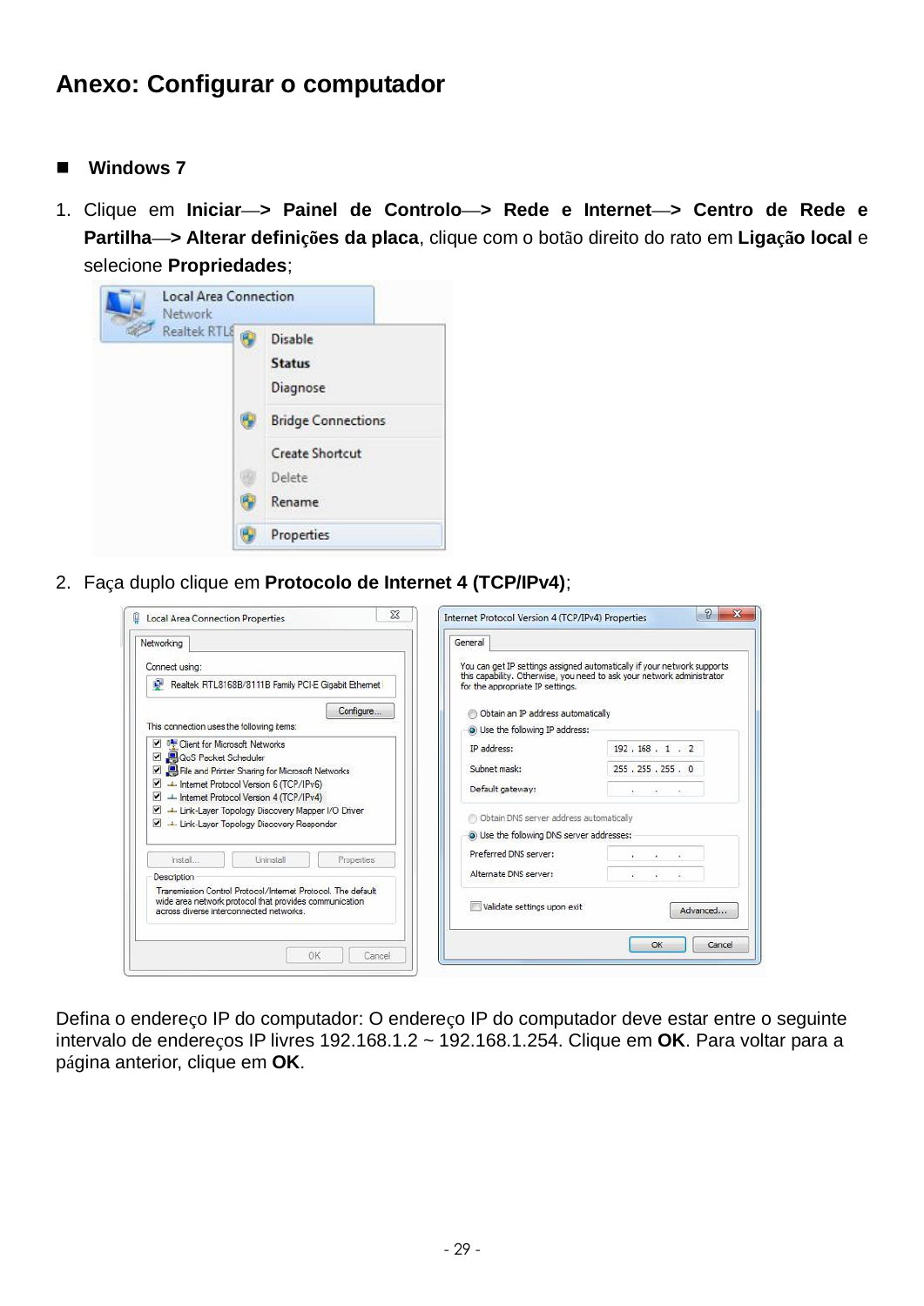# Anexo: Configurar o computador

## ■ Windows 7

1. Clique em **Iniciar**—**> Painel de Controlo**—**> Rede e Internet**—**> Centro de Rede e Partilha**—**> Alterar definições da placa**, clique com o botão direito do rato em **Ligação local** e selecione **Propriedades**;

2. Faça duplo clique em **Protocolo de Internet 4 (TCP/IPv4)**;

Defina o endereço IP do computador: O endereço IP do computador deve estar entre o seguinte intervalo de endereços IP livres 192.168.1.2 ~ 192.168.1.254. Clique em **OK**. Para voltar para a página anterior, clique em **OK**.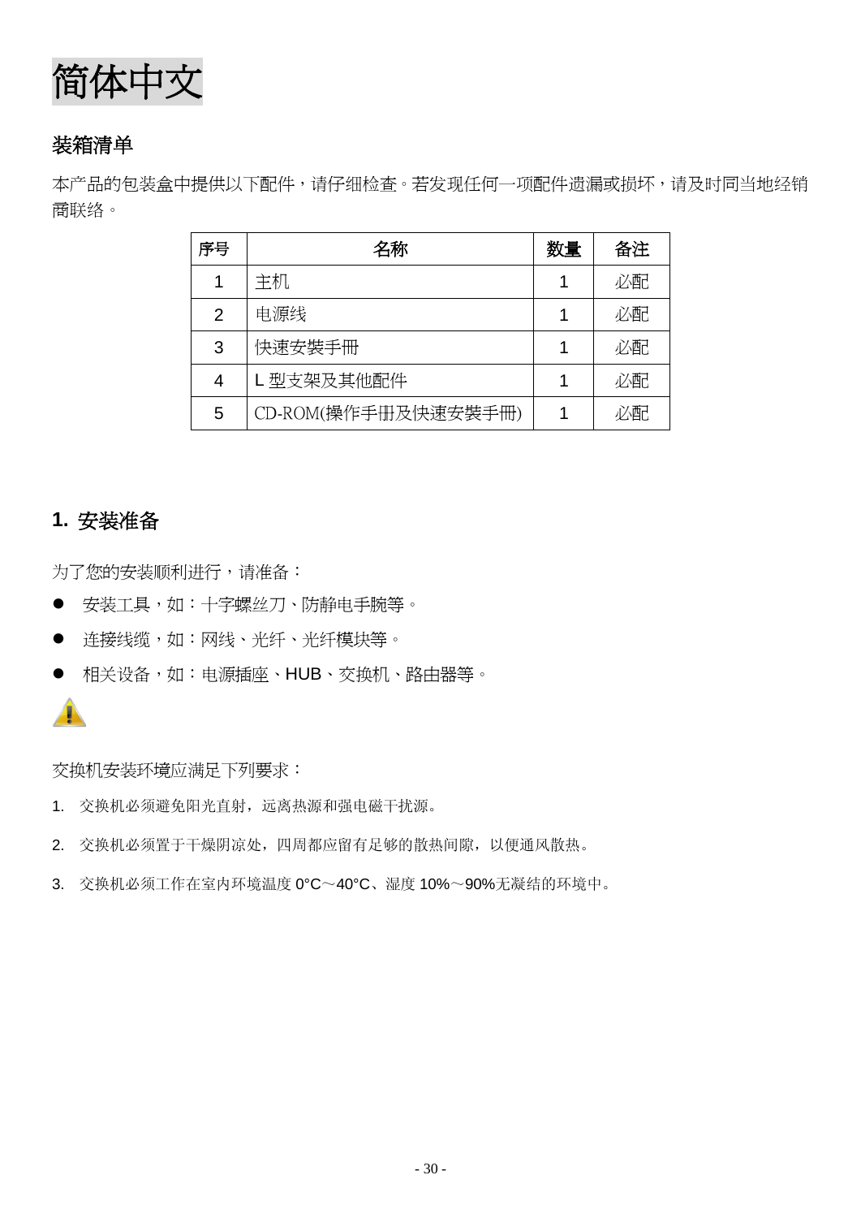# 简体中文

## 装箱清单

本产品的包装盒中提供以下配件，请仔细检查。若发现任何一项配件遗漏或损坏，请及时同当地经销商联络。

| 序号 | 名称 | 数量 | 备注 |
|---|---|---|---|
| 1 | 主机 | 1 | 必配 |
| 2 | 电源线 | 1 | 必配 |
| 3 | 快速安装手冊 | 1 | 必配 |
| 4 | L 型支架及其他配件 | 1 | 必配 |
| 5 | CD-ROM(操作手冊及快速安裝手冊) | 1 | 必配 |

## 1. 安装准备

为了您的安装顺利进行，请准备：

- 安装工具，如：十字螺丝刀、防静电手腕等。
- 连接线缆，如：网线、光纤、光纤模块等。
- 相关设备，如：电源插座、HUB、交换机、路由器等。

交换机安装环境应满足下列要求：

1. 交换机必须避免阳光直射，远离热源和强电磁干扰源。
2. 交换机必须置于干燥阴凉处，四周都应留有足够的散热间隙，以便通风散热。
3. 交换机必须工作在室内环境温度 0°C～40°C、湿度 10%～90%无凝结的环境中。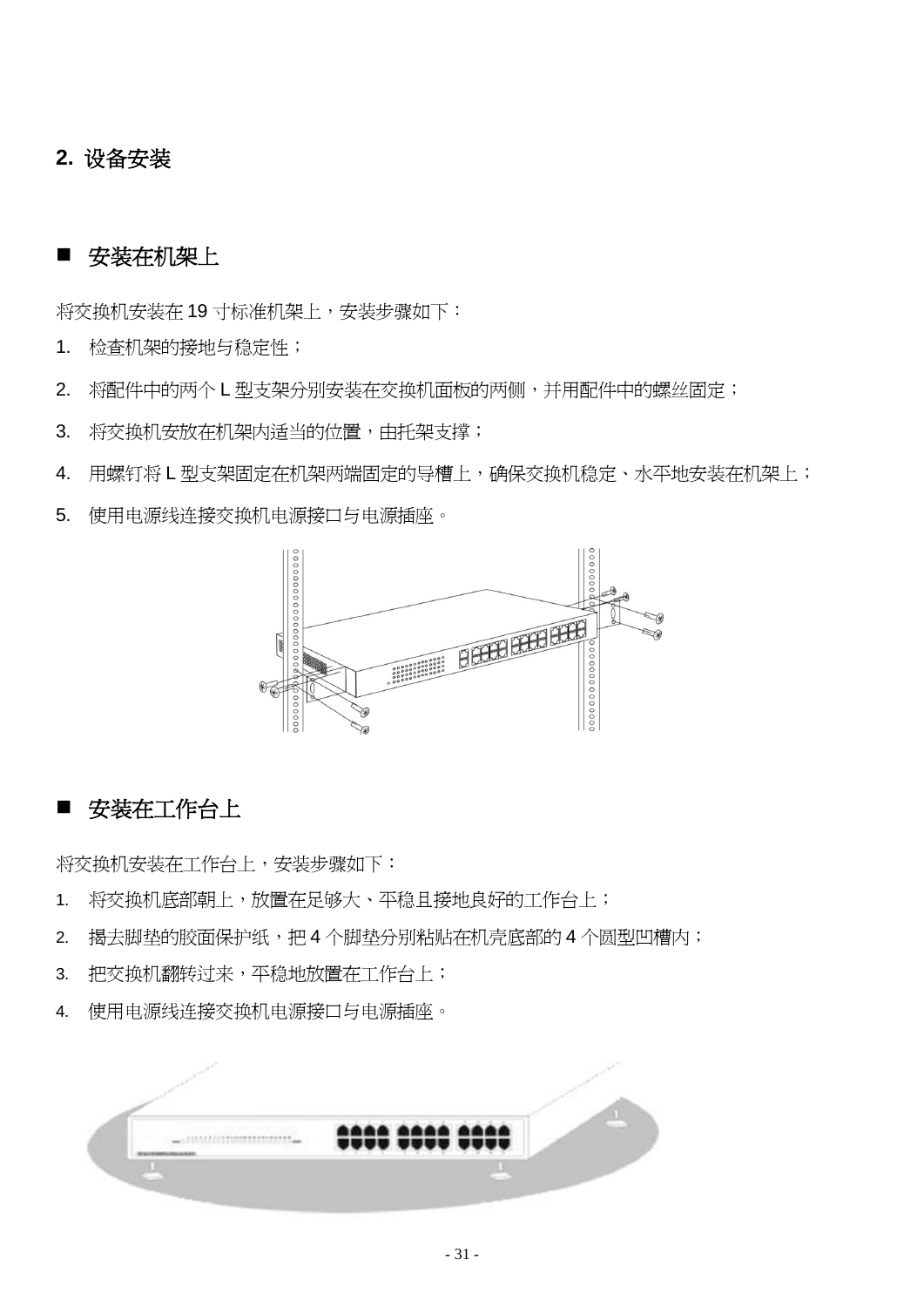## 2. 设备安装

### ■ 安装在机架上

将交换机安装在 19 寸标准机架上，安装步骤如下：

1. 检查机架的接地与稳定性；
2. 将配件中的两个 L 型支架分别安装在交换机面板的两侧，并用配件中的螺丝固定；
3. 将交换机安放在机架内适当的位置，由托架支撑；
4. 用螺钉将 L 型支架固定在机架两端固定的导槽上，确保交换机稳定、水平地安装在机架上；
5. 使用电源线连接交换机电源接口与电源插座。

### ■ 安装在工作台上

将交换机安装在工作台上，安装步骤如下：

1. 将交换机底部朝上，放置在足够大、平稳且接地良好的工作台上；
2. 揭去脚垫的胶面保护纸，把 4 个脚垫分别粘贴在机壳底部的 4 个圆型凹槽内；
3. 把交换机翻转过来，平稳地放置在工作台上；
4. 使用电源线连接交换机电源接口与电源插座。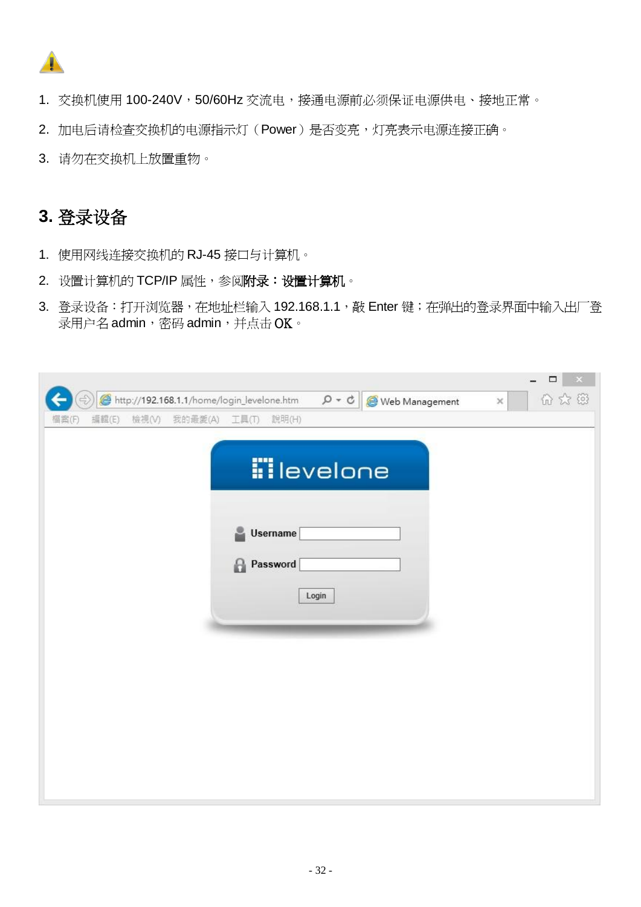1. 交换机使用 100-240V，50/60Hz 交流电，接通电源前必须保证电源供电、接地正常。
2. 加电后请检查交换机的电源指示灯（Power）是否变亮，灯亮表示电源连接正确。
3. 请勿在交换机上放置重物。

## 3. 登录设备

1. 使用网线连接交换机的 RJ-45 接口与计算机。
2. 设置计算机的 TCP/IP 属性，参阅**附录：设置计算机**。
3. 登录设备：打开浏览器，在地址栏输入 192.168.1.1，敲 Enter 键；在弹出的登录界面中输入出厂登录用户名 admin，密码 admin，并点击 OK。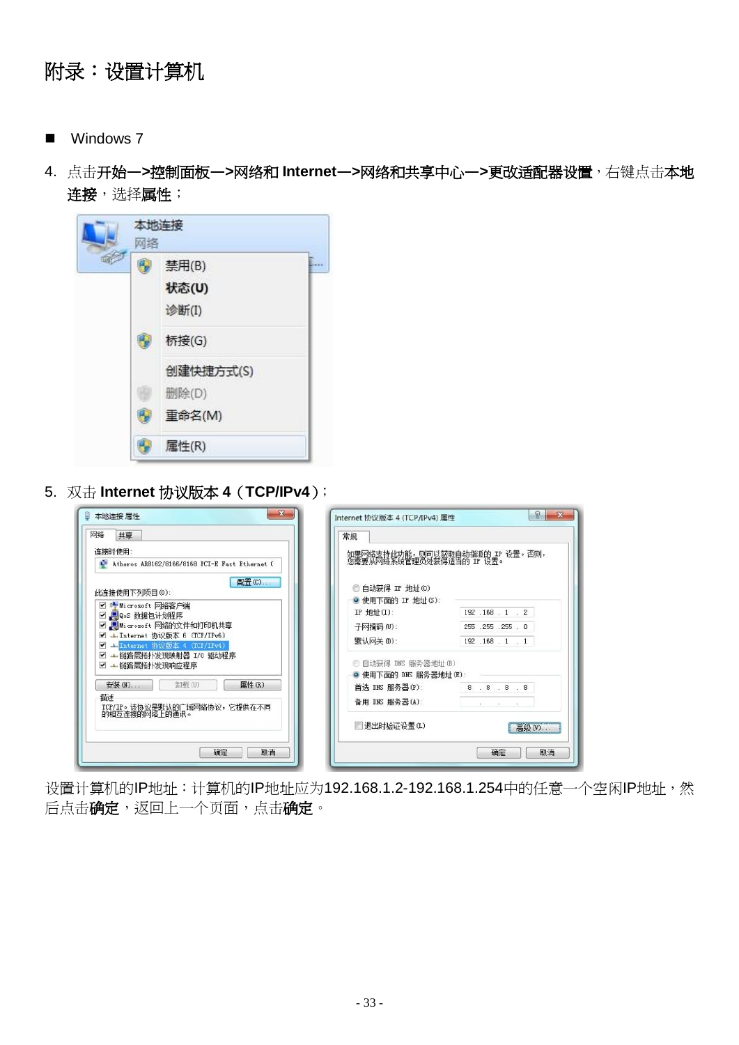# 附录：设置计算机

- Windows 7

4. 点击**开始—>控制面板—>网络和 Internet—>网络和共享中心—>更改适配器设置**，右键点击**本地连接**，选择**属性**；

5. 双击 **Internet 协议版本 4（TCP/IPv4）**；

设置计算机的IP地址：计算机的IP地址应为192.168.1.2-192.168.1.254中的任意一个空闲IP地址，然后点击**确定**，返回上一个页面，点击**确定**。